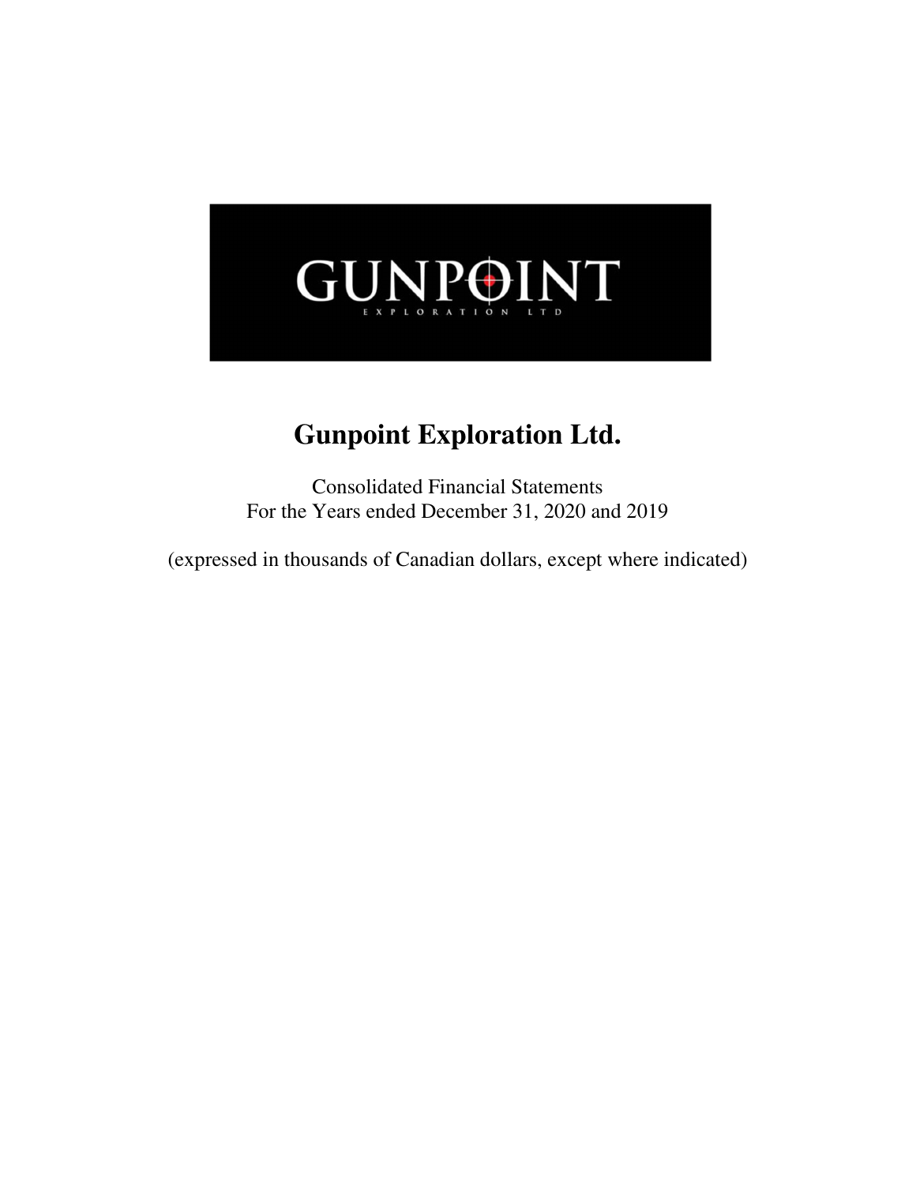GUNPOINT

EXPLORATION LTD

# Gunpoint Exploration Ltd.

Consolidated Financial Statements
For the Years ended December 31, 2020 and 2019

(expressed in thousands of Canadian dollars, except where indicated)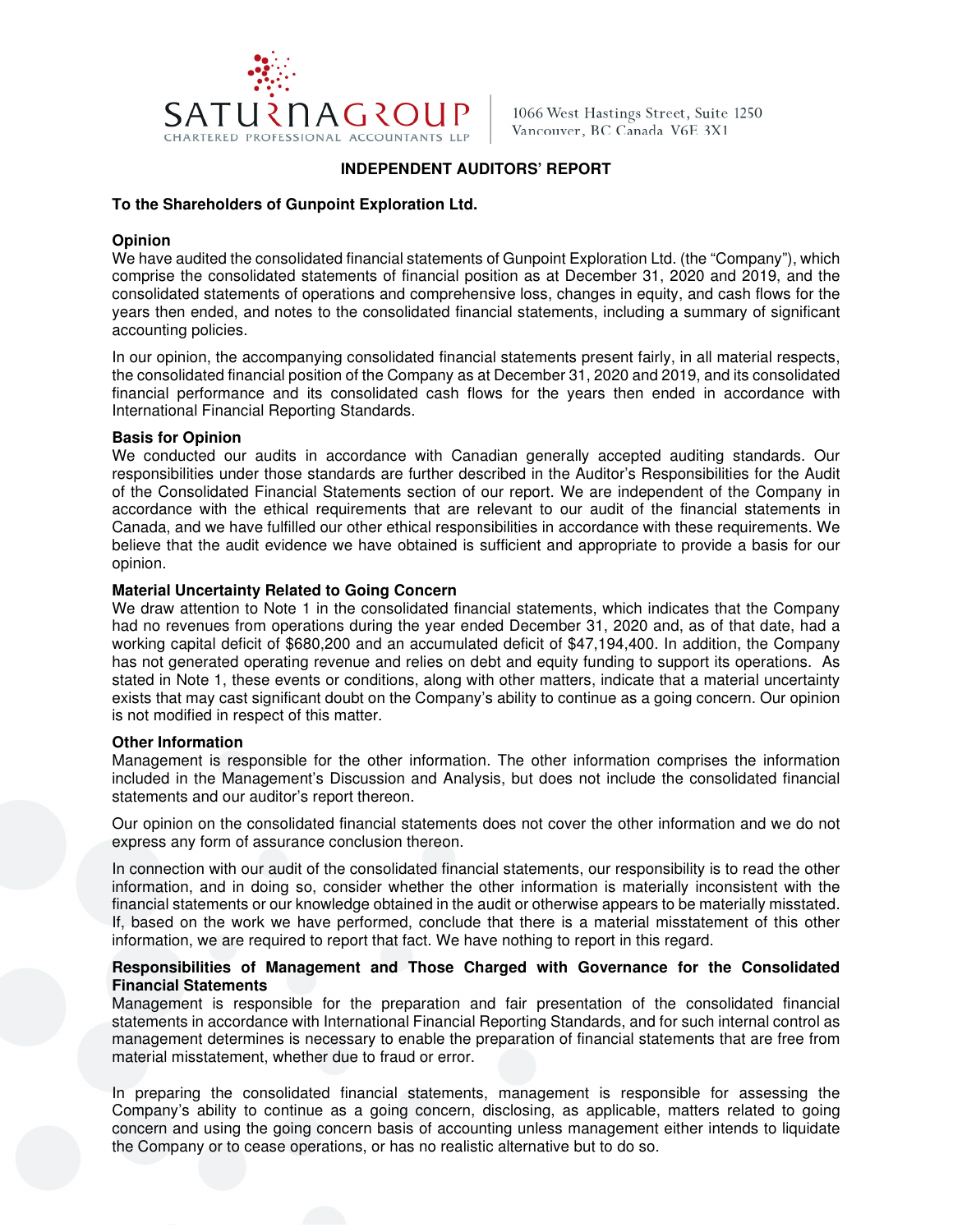SATURNA GROUP
CHARTERED PROFESSIONAL ACCOUNTANTS LLP

1066 West Hastings Street, Suite 1250
Vancouver, BC Canada V6E 3X1

## INDEPENDENT AUDITORS' REPORT

**To the Shareholders of Gunpoint Exploration Ltd.**

### Opinion

We have audited the consolidated financial statements of Gunpoint Exploration Ltd. (the "Company"), which comprise the consolidated statements of financial position as at December 31, 2020 and 2019, and the consolidated statements of operations and comprehensive loss, changes in equity, and cash flows for the years then ended, and notes to the consolidated financial statements, including a summary of significant accounting policies.

In our opinion, the accompanying consolidated financial statements present fairly, in all material respects, the consolidated financial position of the Company as at December 31, 2020 and 2019, and its consolidated financial performance and its consolidated cash flows for the years then ended in accordance with International Financial Reporting Standards.

### Basis for Opinion

We conducted our audits in accordance with Canadian generally accepted auditing standards. Our responsibilities under those standards are further described in the Auditor's Responsibilities for the Audit of the Consolidated Financial Statements section of our report. We are independent of the Company in accordance with the ethical requirements that are relevant to our audit of the financial statements in Canada, and we have fulfilled our other ethical responsibilities in accordance with these requirements. We believe that the audit evidence we have obtained is sufficient and appropriate to provide a basis for our opinion.

### Material Uncertainty Related to Going Concern

We draw attention to Note 1 in the consolidated financial statements, which indicates that the Company had no revenues from operations during the year ended December 31, 2020 and, as of that date, had a working capital deficit of $680,200 and an accumulated deficit of $47,194,400. In addition, the Company has not generated operating revenue and relies on debt and equity funding to support its operations. As stated in Note 1, these events or conditions, along with other matters, indicate that a material uncertainty exists that may cast significant doubt on the Company's ability to continue as a going concern. Our opinion is not modified in respect of this matter.

### Other Information

Management is responsible for the other information. The other information comprises the information included in the Management's Discussion and Analysis, but does not include the consolidated financial statements and our auditor's report thereon.

Our opinion on the consolidated financial statements does not cover the other information and we do not express any form of assurance conclusion thereon.

In connection with our audit of the consolidated financial statements, our responsibility is to read the other information, and in doing so, consider whether the other information is materially inconsistent with the financial statements or our knowledge obtained in the audit or otherwise appears to be materially misstated. If, based on the work we have performed, conclude that there is a material misstatement of this other information, we are required to report that fact. We have nothing to report in this regard.

### Responsibilities of Management and Those Charged with Governance for the Consolidated Financial Statements

Management is responsible for the preparation and fair presentation of the consolidated financial statements in accordance with International Financial Reporting Standards, and for such internal control as management determines is necessary to enable the preparation of financial statements that are free from material misstatement, whether due to fraud or error.

In preparing the consolidated financial statements, management is responsible for assessing the Company's ability to continue as a going concern, disclosing, as applicable, matters related to going concern and using the going concern basis of accounting unless management either intends to liquidate the Company or to cease operations, or has no realistic alternative but to do so.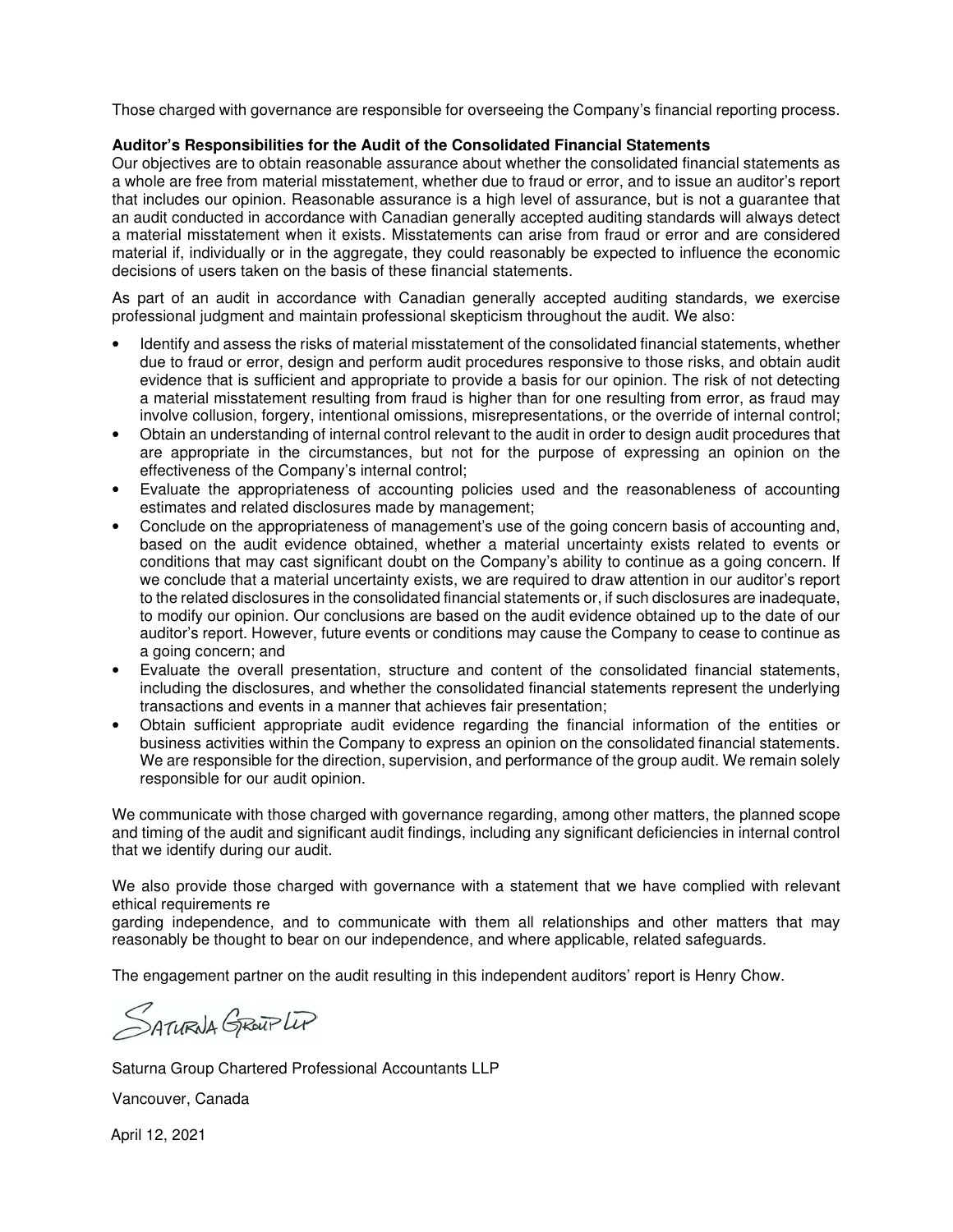Those charged with governance are responsible for overseeing the Company's financial reporting process.

**Auditor's Responsibilities for the Audit of the Consolidated Financial Statements**

Our objectives are to obtain reasonable assurance about whether the consolidated financial statements as a whole are free from material misstatement, whether due to fraud or error, and to issue an auditor's report that includes our opinion. Reasonable assurance is a high level of assurance, but is not a guarantee that an audit conducted in accordance with Canadian generally accepted auditing standards will always detect a material misstatement when it exists. Misstatements can arise from fraud or error and are considered material if, individually or in the aggregate, they could reasonably be expected to influence the economic decisions of users taken on the basis of these financial statements.

As part of an audit in accordance with Canadian generally accepted auditing standards, we exercise professional judgment and maintain professional skepticism throughout the audit. We also:

- Identify and assess the risks of material misstatement of the consolidated financial statements, whether due to fraud or error, design and perform audit procedures responsive to those risks, and obtain audit evidence that is sufficient and appropriate to provide a basis for our opinion. The risk of not detecting a material misstatement resulting from fraud is higher than for one resulting from error, as fraud may involve collusion, forgery, intentional omissions, misrepresentations, or the override of internal control;
- Obtain an understanding of internal control relevant to the audit in order to design audit procedures that are appropriate in the circumstances, but not for the purpose of expressing an opinion on the effectiveness of the Company's internal control;
- Evaluate the appropriateness of accounting policies used and the reasonableness of accounting estimates and related disclosures made by management;
- Conclude on the appropriateness of management's use of the going concern basis of accounting and, based on the audit evidence obtained, whether a material uncertainty exists related to events or conditions that may cast significant doubt on the Company's ability to continue as a going concern. If we conclude that a material uncertainty exists, we are required to draw attention in our auditor's report to the related disclosures in the consolidated financial statements or, if such disclosures are inadequate, to modify our opinion. Our conclusions are based on the audit evidence obtained up to the date of our auditor's report. However, future events or conditions may cause the Company to cease to continue as a going concern; and
- Evaluate the overall presentation, structure and content of the consolidated financial statements, including the disclosures, and whether the consolidated financial statements represent the underlying transactions and events in a manner that achieves fair presentation;
- Obtain sufficient appropriate audit evidence regarding the financial information of the entities or business activities within the Company to express an opinion on the consolidated financial statements. We are responsible for the direction, supervision, and performance of the group audit. We remain solely responsible for our audit opinion.

We communicate with those charged with governance regarding, among other matters, the planned scope and timing of the audit and significant audit findings, including any significant deficiencies in internal control that we identify during our audit.

We also provide those charged with governance with a statement that we have complied with relevant ethical requirements re
garding independence, and to communicate with them all relationships and other matters that may reasonably be thought to bear on our independence, and where applicable, related safeguards.

The engagement partner on the audit resulting in this independent auditors' report is Henry Chow.

Saturna Group LLP

Saturna Group Chartered Professional Accountants LLP

Vancouver, Canada

April 12, 2021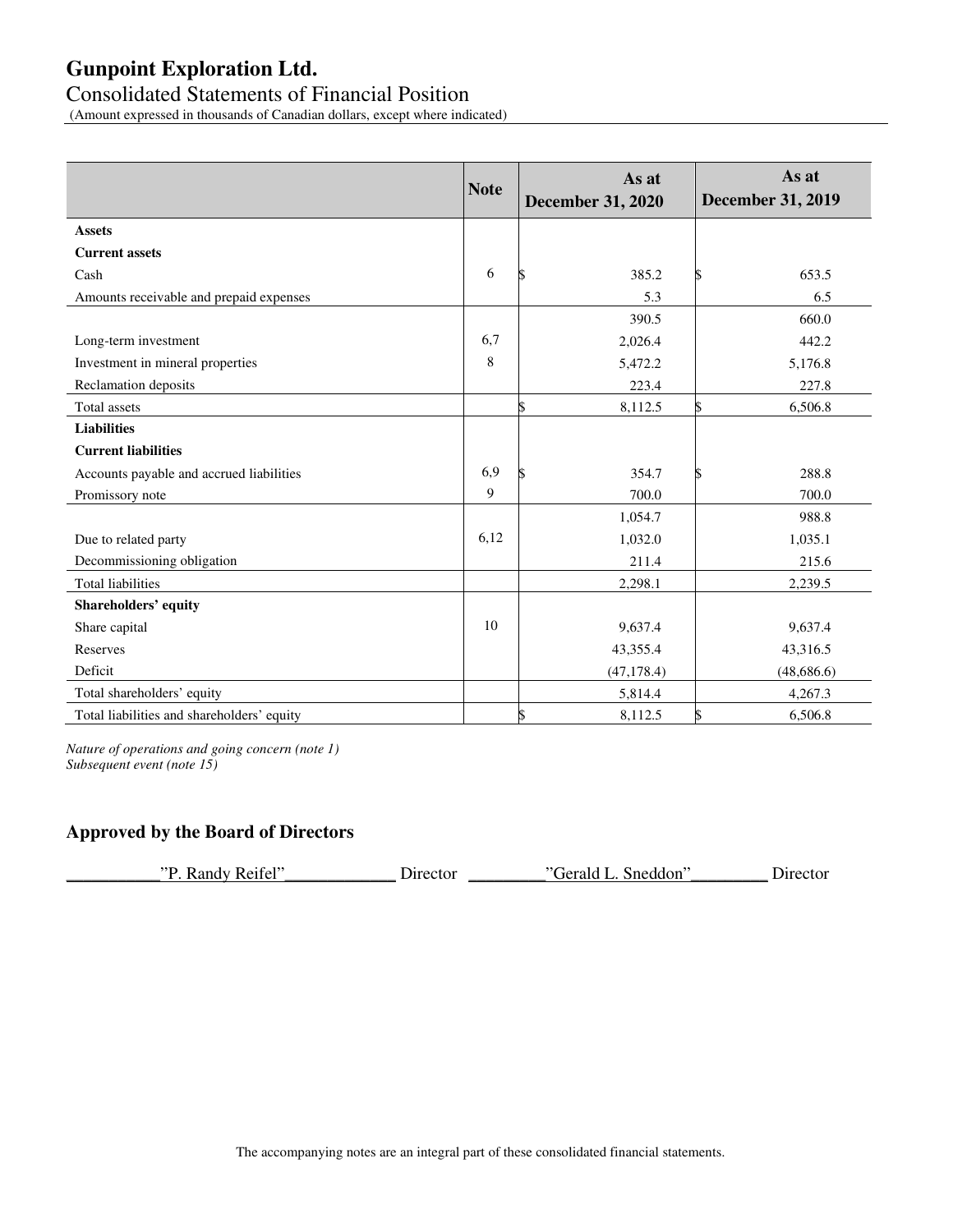# Gunpoint Exploration Ltd.

## Consolidated Statements of Financial Position

(Amount expressed in thousands of Canadian dollars, except where indicated)

| | Note | As at December 31, 2020 | As at December 31, 2019 |
|---|---|---|---|
| **Assets** | | | |
| **Current assets** | | | |
| Cash | 6 | $ 385.2 | $ 653.5 |
| Amounts receivable and prepaid expenses | | 5.3 | 6.5 |
| | | 390.5 | 660.0 |
| Long-term investment | 6,7 | 2,026.4 | 442.2 |
| Investment in mineral properties | 8 | 5,472.2 | 5,176.8 |
| Reclamation deposits | | 223.4 | 227.8 |
| Total assets | | $ 8,112.5 | $ 6,506.8 |
| **Liabilities** | | | |
| **Current liabilities** | | | |
| Accounts payable and accrued liabilities | 6,9 | $ 354.7 | $ 288.8 |
| Promissory note | 9 | 700.0 | 700.0 |
| | | 1,054.7 | 988.8 |
| Due to related party | 6,12 | 1,032.0 | 1,035.1 |
| Decommissioning obligation | | 211.4 | 215.6 |
| Total liabilities | | 2,298.1 | 2,239.5 |
| **Shareholders' equity** | | | |
| Share capital | 10 | 9,637.4 | 9,637.4 |
| Reserves | | 43,355.4 | 43,316.5 |
| Deficit | | (47,178.4) | (48,686.6) |
| Total shareholders' equity | | 5,814.4 | 4,267.3 |
| Total liabilities and shareholders' equity | | $ 8,112.5 | $ 6,506.8 |

*Nature of operations and going concern (note 1)*
*Subsequent event (note 15)*

## Approved by the Board of Directors

___________"P. Randy Reifel"_____________ Director _________"Gerald L. Sneddon"_________ Director

The accompanying notes are an integral part of these consolidated financial statements.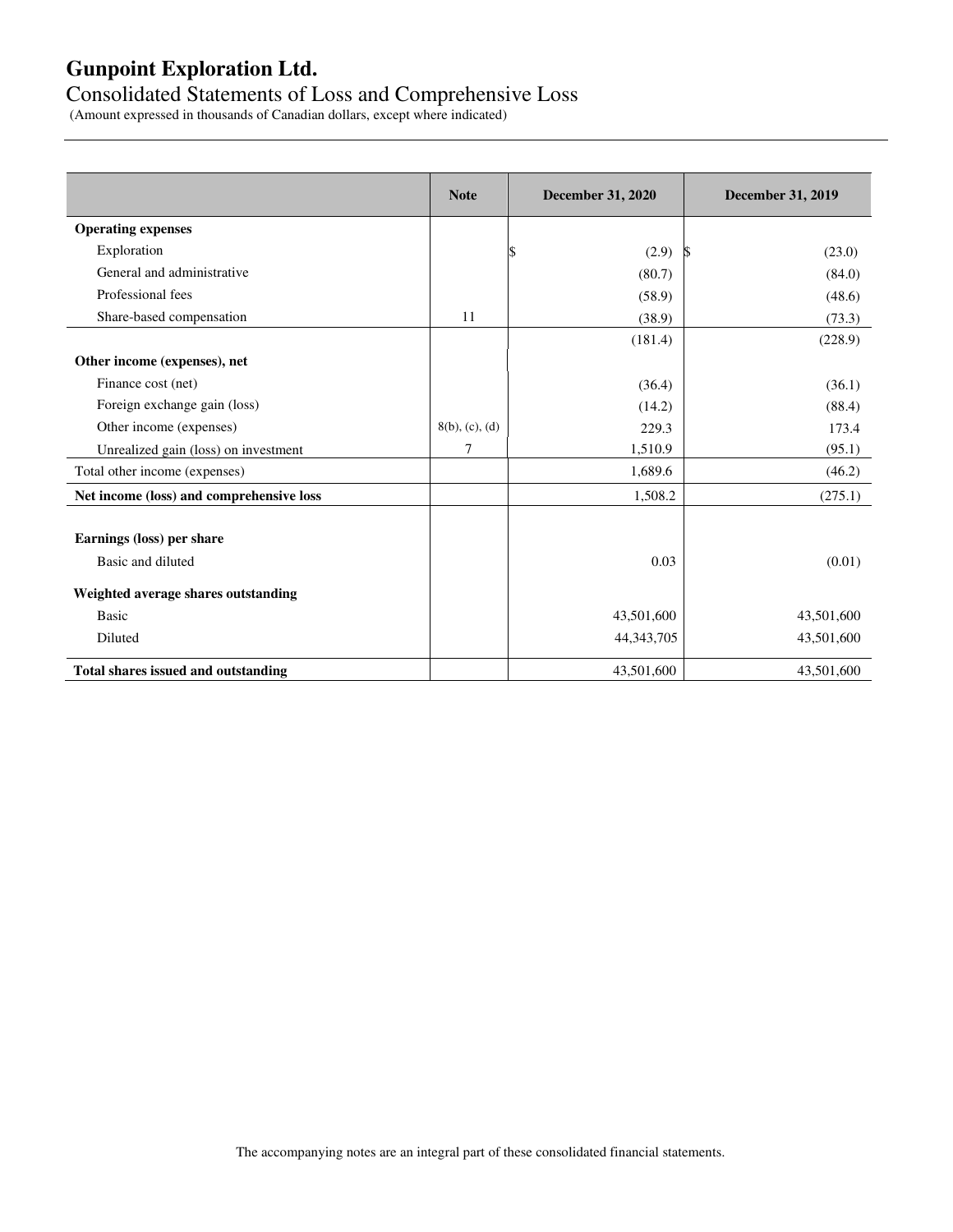# Gunpoint Exploration Ltd.

## Consolidated Statements of Loss and Comprehensive Loss

(Amount expressed in thousands of Canadian dollars, except where indicated)

| | Note | December 31, 2020 | December 31, 2019 |
|---|---|---|---|
| **Operating expenses** | | | |
| Exploration | | $ (2.9) | $ (23.0) |
| General and administrative | | (80.7) | (84.0) |
| Professional fees | | (58.9) | (48.6) |
| Share-based compensation | 11 | (38.9) | (73.3) |
| | | (181.4) | (228.9) |
| **Other income (expenses), net** | | | |
| Finance cost (net) | | (36.4) | (36.1) |
| Foreign exchange gain (loss) | | (14.2) | (88.4) |
| Other income (expenses) | 8(b), (c), (d) | 229.3 | 173.4 |
| Unrealized gain (loss) on investment | 7 | 1,510.9 | (95.1) |
| Total other income (expenses) | | 1,689.6 | (46.2) |
| **Net income (loss) and comprehensive loss** | | 1,508.2 | (275.1) |
| | | | |
| **Earnings (loss) per share** | | | |
| Basic and diluted | | 0.03 | (0.01) |
| **Weighted average shares outstanding** | | | |
| Basic | | 43,501,600 | 43,501,600 |
| Diluted | | 44,343,705 | 43,501,600 |
| **Total shares issued and outstanding** | | 43,501,600 | 43,501,600 |

The accompanying notes are an integral part of these consolidated financial statements.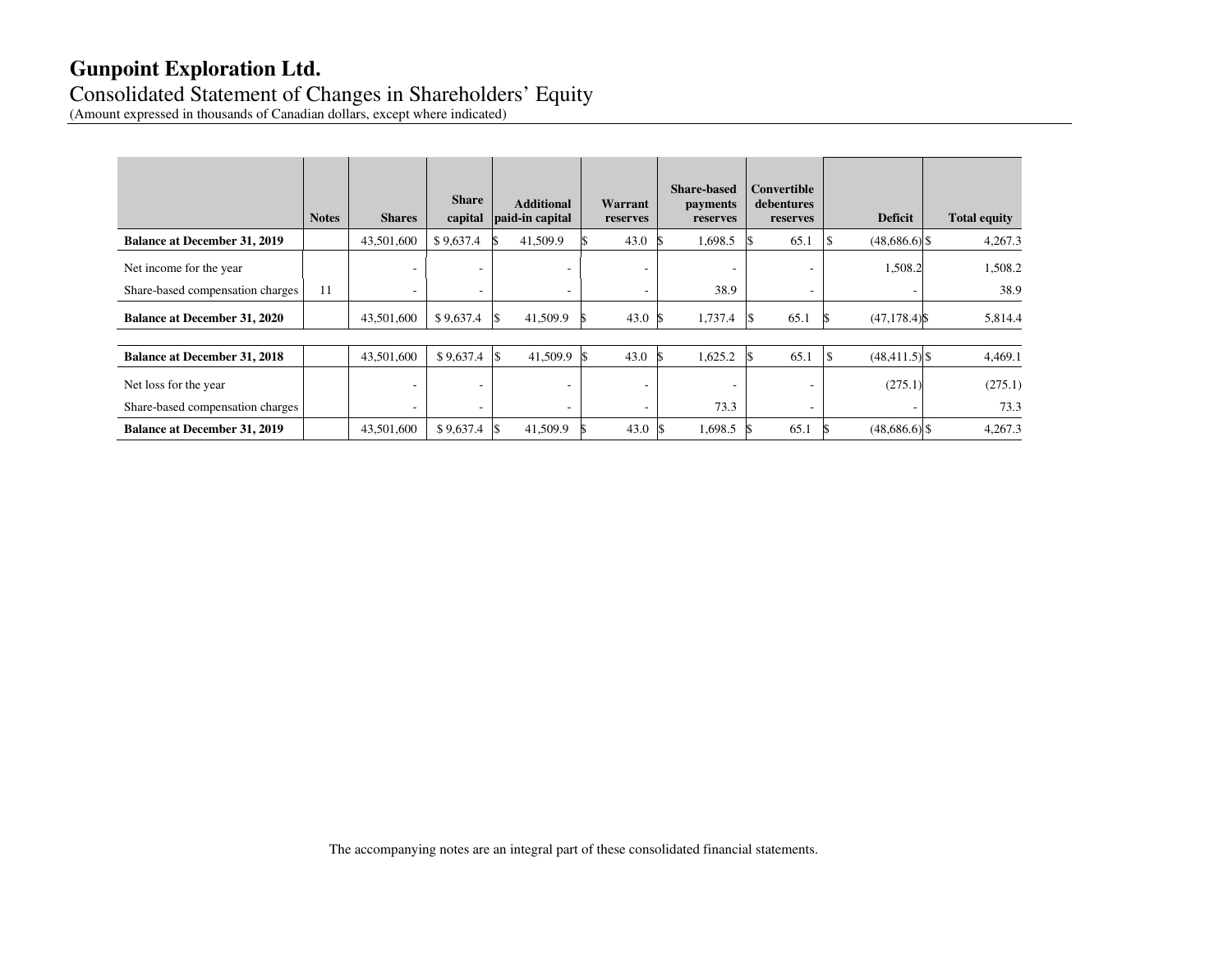# Gunpoint Exploration Ltd.

Consolidated Statement of Changes in Shareholders' Equity
(Amount expressed in thousands of Canadian dollars, except where indicated)

| | Notes | Shares | Share capital | Additional paid-in capital | Warrant reserves | Share-based payments reserves | Convertible debentures reserves | Deficit | Total equity |
|---|---|---|---|---|---|---|---|---|---|
| **Balance at December 31, 2019** | | 43,501,600 | $ 9,637.4 | $ 41,509.9 | $ 43.0 | $ 1,698.5 | $ 65.1 | $ (48,686.6) | $ 4,267.3 |
| Net income for the year | | - | - | - | - | - | - | 1,508.2 | 1,508.2 |
| Share-based compensation charges | 11 | - | - | - | - | 38.9 | - | - | 38.9 |
| **Balance at December 31, 2020** | | 43,501,600 | $ 9,637.4 | $ 41,509.9 | $ 43.0 | $ 1,737.4 | $ 65.1 | $ (47,178.4) | $ 5,814.4 |
| | | | | | | | | | |
| **Balance at December 31, 2018** | | 43,501,600 | $ 9,637.4 | $ 41,509.9 | $ 43.0 | $ 1,625.2 | $ 65.1 | $ (48,411.5) | $ 4,469.1 |
| Net loss for the year | | - | - | - | - | - | - | (275.1) | (275.1) |
| Share-based compensation charges | | - | - | - | - | 73.3 | - | - | 73.3 |
| **Balance at December 31, 2019** | | 43,501,600 | $ 9,637.4 | $ 41,509.9 | $ 43.0 | $ 1,698.5 | $ 65.1 | $ (48,686.6) | $ 4,267.3 |

The accompanying notes are an integral part of these consolidated financial statements.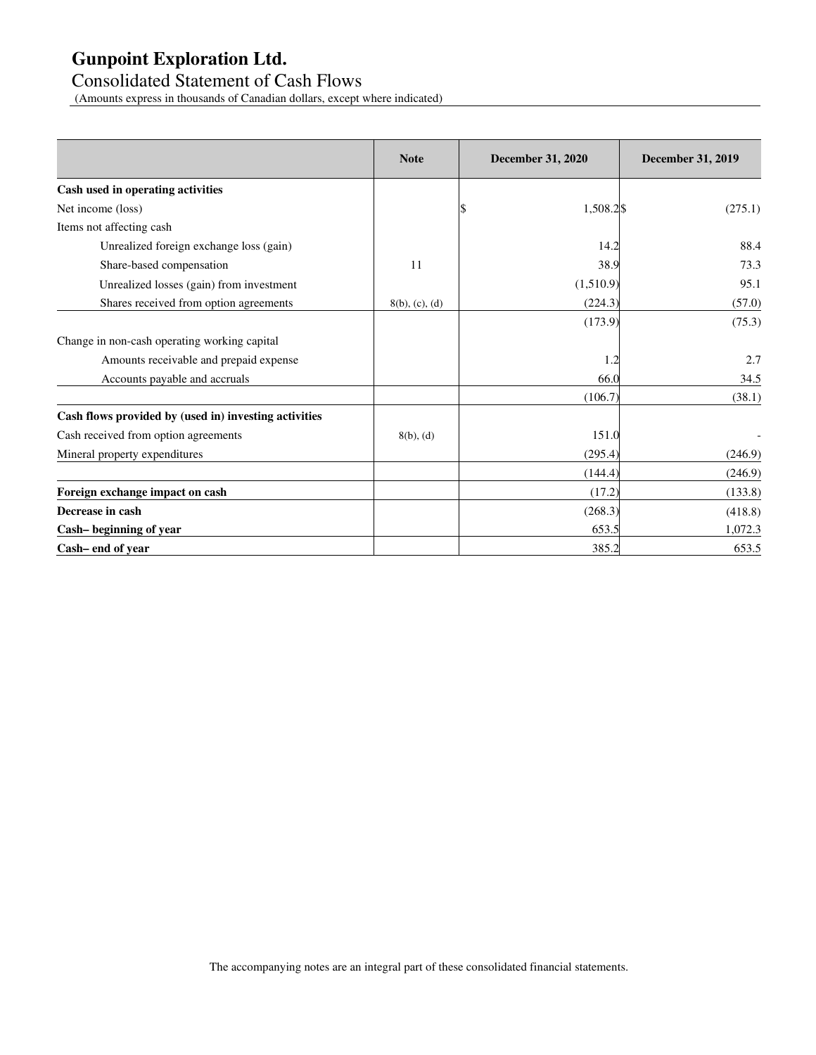# Gunpoint Exploration Ltd.

## Consolidated Statement of Cash Flows

(Amounts express in thousands of Canadian dollars, except where indicated)

| | Note | December 31, 2020 | December 31, 2019 |
|---|---|---|---|
| **Cash used in operating activities** | | | |
| Net income (loss) | | $ 1,508.2 | $ (275.1) |
| Items not affecting cash | | | |
| Unrealized foreign exchange loss (gain) | | 14.2 | 88.4 |
| Share-based compensation | 11 | 38.9 | 73.3 |
| Unrealized losses (gain) from investment | | (1,510.9) | 95.1 |
| Shares received from option agreements | 8(b), (c), (d) | (224.3) | (57.0) |
| | | (173.9) | (75.3) |
| Change in non-cash operating working capital | | | |
| Amounts receivable and prepaid expense | | 1.2 | 2.7 |
| Accounts payable and accruals | | 66.0 | 34.5 |
| | | (106.7) | (38.1) |
| **Cash flows provided by (used in) investing activities** | | | |
| Cash received from option agreements | 8(b), (d) | 151.0 | - |
| Mineral property expenditures | | (295.4) | (246.9) |
| | | (144.4) | (246.9) |
| **Foreign exchange impact on cash** | | (17.2) | (133.8) |
| **Decrease in cash** | | (268.3) | (418.8) |
| **Cash– beginning of year** | | 653.5 | 1,072.3 |
| **Cash– end of year** | | 385.2 | 653.5 |

The accompanying notes are an integral part of these consolidated financial statements.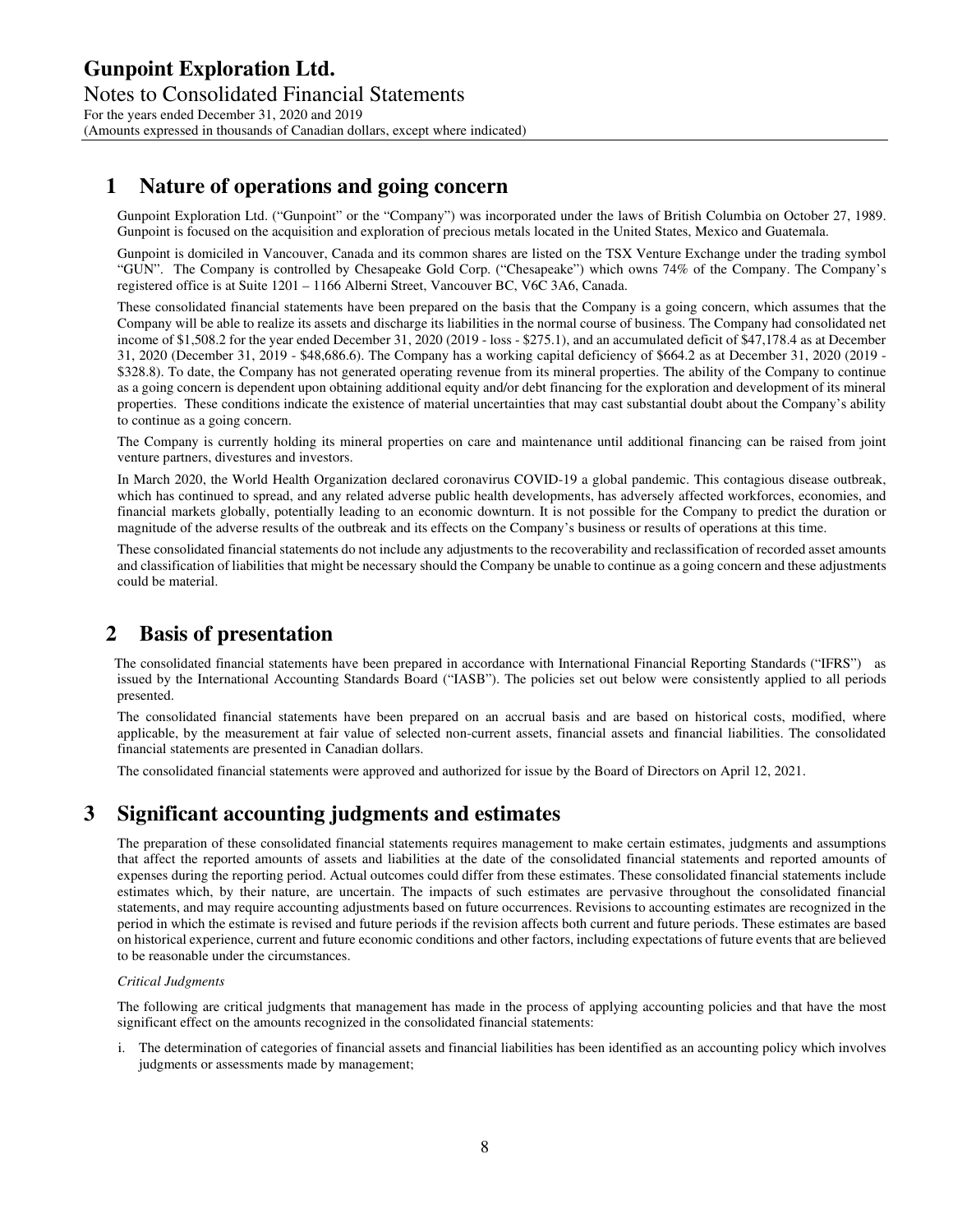# 1 Nature of operations and going concern

Gunpoint Exploration Ltd. ("Gunpoint" or the "Company") was incorporated under the laws of British Columbia on October 27, 1989. Gunpoint is focused on the acquisition and exploration of precious metals located in the United States, Mexico and Guatemala.

Gunpoint is domiciled in Vancouver, Canada and its common shares are listed on the TSX Venture Exchange under the trading symbol "GUN". The Company is controlled by Chesapeake Gold Corp. ("Chesapeake") which owns 74% of the Company. The Company's registered office is at Suite 1201 – 1166 Alberni Street, Vancouver BC, V6C 3A6, Canada.

These consolidated financial statements have been prepared on the basis that the Company is a going concern, which assumes that the Company will be able to realize its assets and discharge its liabilities in the normal course of business. The Company had consolidated net income of $1,508.2 for the year ended December 31, 2020 (2019 - loss - $275.1), and an accumulated deficit of $47,178.4 as at December 31, 2020 (December 31, 2019 - $48,686.6). The Company has a working capital deficiency of $664.2 as at December 31, 2020 (2019 - $328.8). To date, the Company has not generated operating revenue from its mineral properties. The ability of the Company to continue as a going concern is dependent upon obtaining additional equity and/or debt financing for the exploration and development of its mineral properties. These conditions indicate the existence of material uncertainties that may cast substantial doubt about the Company's ability to continue as a going concern.

The Company is currently holding its mineral properties on care and maintenance until additional financing can be raised from joint venture partners, divestures and investors.

In March 2020, the World Health Organization declared coronavirus COVID-19 a global pandemic. This contagious disease outbreak, which has continued to spread, and any related adverse public health developments, has adversely affected workforces, economies, and financial markets globally, potentially leading to an economic downturn. It is not possible for the Company to predict the duration or magnitude of the adverse results of the outbreak and its effects on the Company's business or results of operations at this time.

These consolidated financial statements do not include any adjustments to the recoverability and reclassification of recorded asset amounts and classification of liabilities that might be necessary should the Company be unable to continue as a going concern and these adjustments could be material.

# 2 Basis of presentation

The consolidated financial statements have been prepared in accordance with International Financial Reporting Standards ("IFRS") as issued by the International Accounting Standards Board ("IASB"). The policies set out below were consistently applied to all periods presented.

The consolidated financial statements have been prepared on an accrual basis and are based on historical costs, modified, where applicable, by the measurement at fair value of selected non-current assets, financial assets and financial liabilities. The consolidated financial statements are presented in Canadian dollars.

The consolidated financial statements were approved and authorized for issue by the Board of Directors on April 12, 2021.

# 3 Significant accounting judgments and estimates

The preparation of these consolidated financial statements requires management to make certain estimates, judgments and assumptions that affect the reported amounts of assets and liabilities at the date of the consolidated financial statements and reported amounts of expenses during the reporting period. Actual outcomes could differ from these estimates. These consolidated financial statements include estimates which, by their nature, are uncertain. The impacts of such estimates are pervasive throughout the consolidated financial statements, and may require accounting adjustments based on future occurrences. Revisions to accounting estimates are recognized in the period in which the estimate is revised and future periods if the revision affects both current and future periods. These estimates are based on historical experience, current and future economic conditions and other factors, including expectations of future events that are believed to be reasonable under the circumstances.

*Critical Judgments*

The following are critical judgments that management has made in the process of applying accounting policies and that have the most significant effect on the amounts recognized in the consolidated financial statements:

i. The determination of categories of financial assets and financial liabilities has been identified as an accounting policy which involves judgments or assessments made by management;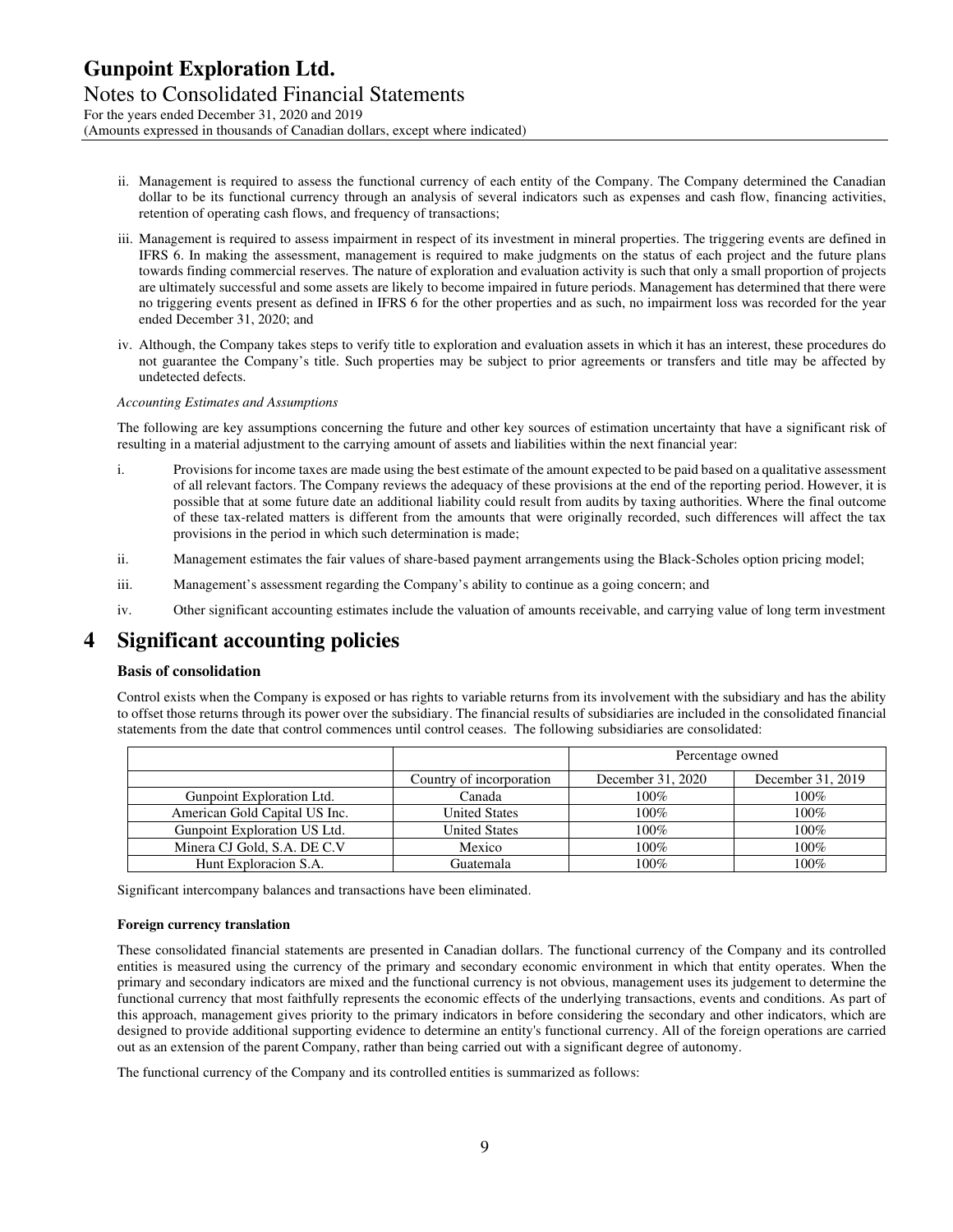ii. Management is required to assess the functional currency of each entity of the Company. The Company determined the Canadian dollar to be its functional currency through an analysis of several indicators such as expenses and cash flow, financing activities, retention of operating cash flows, and frequency of transactions;

iii. Management is required to assess impairment in respect of its investment in mineral properties. The triggering events are defined in IFRS 6. In making the assessment, management is required to make judgments on the status of each project and the future plans towards finding commercial reserves. The nature of exploration and evaluation activity is such that only a small proportion of projects are ultimately successful and some assets are likely to become impaired in future periods. Management has determined that there were no triggering events present as defined in IFRS 6 for the other properties and as such, no impairment loss was recorded for the year ended December 31, 2020; and

iv. Although, the Company takes steps to verify title to exploration and evaluation assets in which it has an interest, these procedures do not guarantee the Company's title. Such properties may be subject to prior agreements or transfers and title may be affected by undetected defects.

*Accounting Estimates and Assumptions*

The following are key assumptions concerning the future and other key sources of estimation uncertainty that have a significant risk of resulting in a material adjustment to the carrying amount of assets and liabilities within the next financial year:

i. Provisions for income taxes are made using the best estimate of the amount expected to be paid based on a qualitative assessment of all relevant factors. The Company reviews the adequacy of these provisions at the end of the reporting period. However, it is possible that at some future date an additional liability could result from audits by taxing authorities. Where the final outcome of these tax-related matters is different from the amounts that were originally recorded, such differences will affect the tax provisions in the period in which such determination is made;

ii. Management estimates the fair values of share-based payment arrangements using the Black-Scholes option pricing model;

iii. Management's assessment regarding the Company's ability to continue as a going concern; and

iv. Other significant accounting estimates include the valuation of amounts receivable, and carrying value of long term investment

# 4 Significant accounting policies

**Basis of consolidation**

Control exists when the Company is exposed or has rights to variable returns from its involvement with the subsidiary and has the ability to offset those returns through its power over the subsidiary. The financial results of subsidiaries are included in the consolidated financial statements from the date that control commences until control ceases. The following subsidiaries are consolidated:

| | | Percentage owned | |
|---|---|---|---|
| | Country of incorporation | December 31, 2020 | December 31, 2019 |
| Gunpoint Exploration Ltd. | Canada | 100% | 100% |
| American Gold Capital US Inc. | United States | 100% | 100% |
| Gunpoint Exploration US Ltd. | United States | 100% | 100% |
| Minera CJ Gold, S.A. DE C.V | Mexico | 100% | 100% |
| Hunt Exploracion S.A. | Guatemala | 100% | 100% |

Significant intercompany balances and transactions have been eliminated.

**Foreign currency translation**

These consolidated financial statements are presented in Canadian dollars. The functional currency of the Company and its controlled entities is measured using the currency of the primary and secondary economic environment in which that entity operates. When the primary and secondary indicators are mixed and the functional currency is not obvious, management uses its judgement to determine the functional currency that most faithfully represents the economic effects of the underlying transactions, events and conditions. As part of this approach, management gives priority to the primary indicators in before considering the secondary and other indicators, which are designed to provide additional supporting evidence to determine an entity's functional currency. All of the foreign operations are carried out as an extension of the parent Company, rather than being carried out with a significant degree of autonomy.

The functional currency of the Company and its controlled entities is summarized as follows: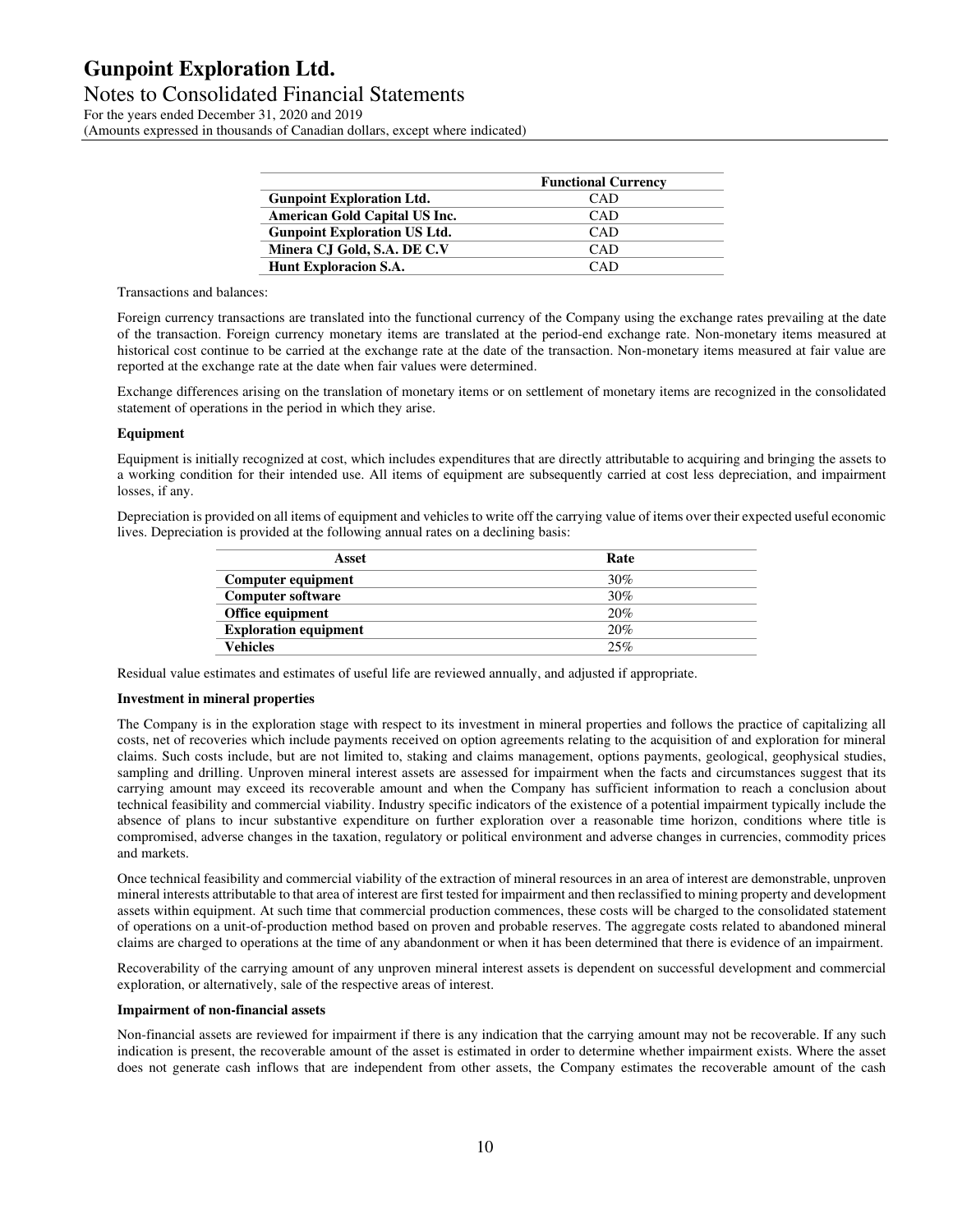| | Functional Currency |
|---|---|
| **Gunpoint Exploration Ltd.** | CAD |
| **American Gold Capital US Inc.** | CAD |
| **Gunpoint Exploration US Ltd.** | CAD |
| **Minera CJ Gold, S.A. DE C.V** | CAD |
| **Hunt Exploracion S.A.** | CAD |

Transactions and balances:

Foreign currency transactions are translated into the functional currency of the Company using the exchange rates prevailing at the date of the transaction. Foreign currency monetary items are translated at the period-end exchange rate. Non-monetary items measured at historical cost continue to be carried at the exchange rate at the date of the transaction. Non-monetary items measured at fair value are reported at the exchange rate at the date when fair values were determined.

Exchange differences arising on the translation of monetary items or on settlement of monetary items are recognized in the consolidated statement of operations in the period in which they arise.

**Equipment**

Equipment is initially recognized at cost, which includes expenditures that are directly attributable to acquiring and bringing the assets to a working condition for their intended use. All items of equipment are subsequently carried at cost less depreciation, and impairment losses, if any.

Depreciation is provided on all items of equipment and vehicles to write off the carrying value of items over their expected useful economic lives. Depreciation is provided at the following annual rates on a declining basis:

| Asset | Rate |
|---|---|
| **Computer equipment** | 30% |
| **Computer software** | 30% |
| **Office equipment** | 20% |
| **Exploration equipment** | 20% |
| **Vehicles** | 25% |

Residual value estimates and estimates of useful life are reviewed annually, and adjusted if appropriate.

**Investment in mineral properties**

The Company is in the exploration stage with respect to its investment in mineral properties and follows the practice of capitalizing all costs, net of recoveries which include payments received on option agreements relating to the acquisition of and exploration for mineral claims. Such costs include, but are not limited to, staking and claims management, options payments, geological, geophysical studies, sampling and drilling. Unproven mineral interest assets are assessed for impairment when the facts and circumstances suggest that its carrying amount may exceed its recoverable amount and when the Company has sufficient information to reach a conclusion about technical feasibility and commercial viability. Industry specific indicators of the existence of a potential impairment typically include the absence of plans to incur substantive expenditure on further exploration over a reasonable time horizon, conditions where title is compromised, adverse changes in the taxation, regulatory or political environment and adverse changes in currencies, commodity prices and markets.

Once technical feasibility and commercial viability of the extraction of mineral resources in an area of interest are demonstrable, unproven mineral interests attributable to that area of interest are first tested for impairment and then reclassified to mining property and development assets within equipment. At such time that commercial production commences, these costs will be charged to the consolidated statement of operations on a unit-of-production method based on proven and probable reserves. The aggregate costs related to abandoned mineral claims are charged to operations at the time of any abandonment or when it has been determined that there is evidence of an impairment.

Recoverability of the carrying amount of any unproven mineral interest assets is dependent on successful development and commercial exploration, or alternatively, sale of the respective areas of interest.

**Impairment of non-financial assets**

Non-financial assets are reviewed for impairment if there is any indication that the carrying amount may not be recoverable. If any such indication is present, the recoverable amount of the asset is estimated in order to determine whether impairment exists. Where the asset does not generate cash inflows that are independent from other assets, the Company estimates the recoverable amount of the cash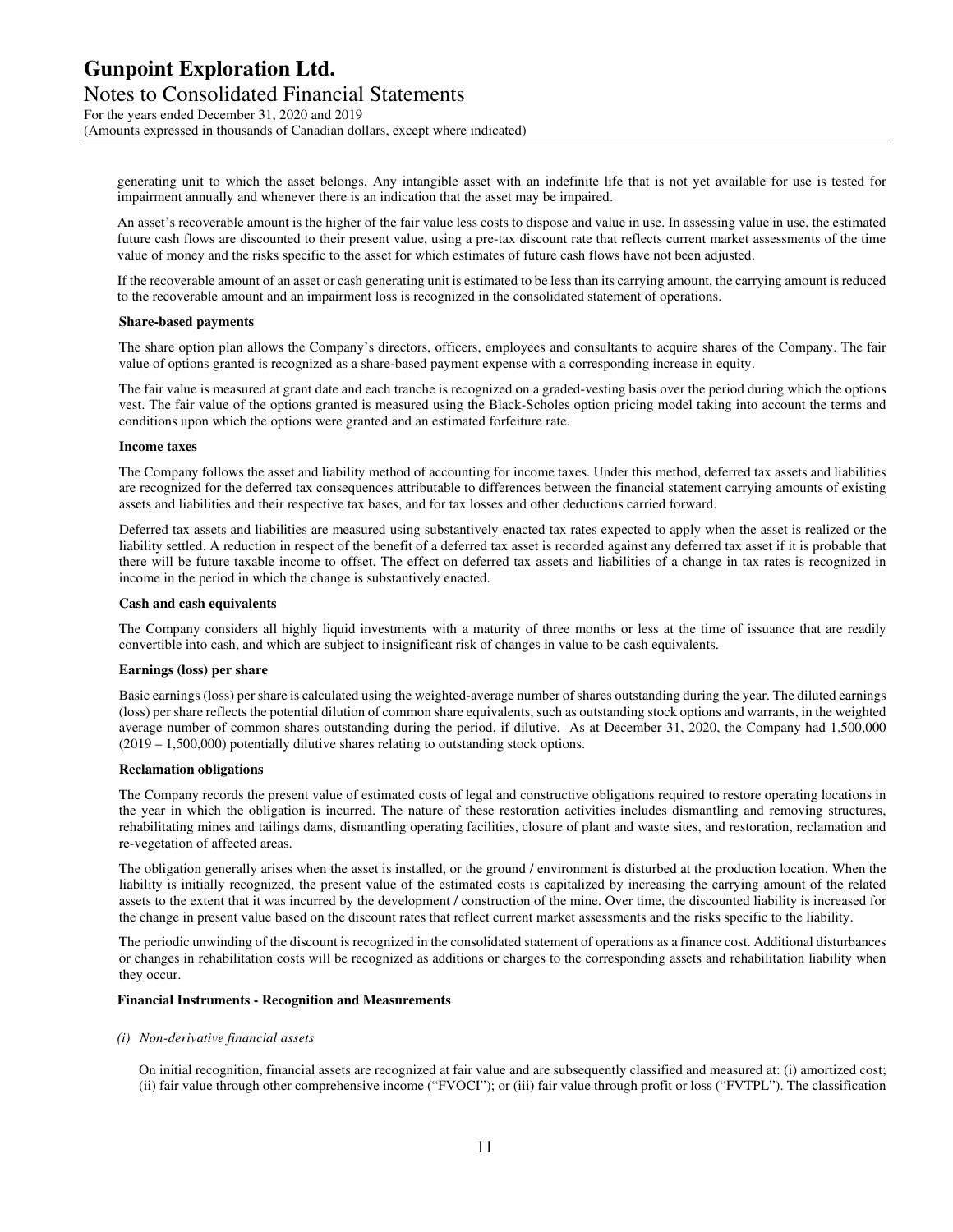generating unit to which the asset belongs. Any intangible asset with an indefinite life that is not yet available for use is tested for impairment annually and whenever there is an indication that the asset may be impaired.

An asset's recoverable amount is the higher of the fair value less costs to dispose and value in use. In assessing value in use, the estimated future cash flows are discounted to their present value, using a pre-tax discount rate that reflects current market assessments of the time value of money and the risks specific to the asset for which estimates of future cash flows have not been adjusted.

If the recoverable amount of an asset or cash generating unit is estimated to be less than its carrying amount, the carrying amount is reduced to the recoverable amount and an impairment loss is recognized in the consolidated statement of operations.

**Share-based payments**

The share option plan allows the Company's directors, officers, employees and consultants to acquire shares of the Company. The fair value of options granted is recognized as a share-based payment expense with a corresponding increase in equity.

The fair value is measured at grant date and each tranche is recognized on a graded-vesting basis over the period during which the options vest. The fair value of the options granted is measured using the Black-Scholes option pricing model taking into account the terms and conditions upon which the options were granted and an estimated forfeiture rate.

**Income taxes**

The Company follows the asset and liability method of accounting for income taxes. Under this method, deferred tax assets and liabilities are recognized for the deferred tax consequences attributable to differences between the financial statement carrying amounts of existing assets and liabilities and their respective tax bases, and for tax losses and other deductions carried forward.

Deferred tax assets and liabilities are measured using substantively enacted tax rates expected to apply when the asset is realized or the liability settled. A reduction in respect of the benefit of a deferred tax asset is recorded against any deferred tax asset if it is probable that there will be future taxable income to offset. The effect on deferred tax assets and liabilities of a change in tax rates is recognized in income in the period in which the change is substantively enacted.

**Cash and cash equivalents**

The Company considers all highly liquid investments with a maturity of three months or less at the time of issuance that are readily convertible into cash, and which are subject to insignificant risk of changes in value to be cash equivalents.

**Earnings (loss) per share**

Basic earnings (loss) per share is calculated using the weighted-average number of shares outstanding during the year. The diluted earnings (loss) per share reflects the potential dilution of common share equivalents, such as outstanding stock options and warrants, in the weighted average number of common shares outstanding during the period, if dilutive. As at December 31, 2020, the Company had 1,500,000 (2019 – 1,500,000) potentially dilutive shares relating to outstanding stock options.

**Reclamation obligations**

The Company records the present value of estimated costs of legal and constructive obligations required to restore operating locations in the year in which the obligation is incurred. The nature of these restoration activities includes dismantling and removing structures, rehabilitating mines and tailings dams, dismantling operating facilities, closure of plant and waste sites, and restoration, reclamation and re-vegetation of affected areas.

The obligation generally arises when the asset is installed, or the ground / environment is disturbed at the production location. When the liability is initially recognized, the present value of the estimated costs is capitalized by increasing the carrying amount of the related assets to the extent that it was incurred by the development / construction of the mine. Over time, the discounted liability is increased for the change in present value based on the discount rates that reflect current market assessments and the risks specific to the liability.

The periodic unwinding of the discount is recognized in the consolidated statement of operations as a finance cost. Additional disturbances or changes in rehabilitation costs will be recognized as additions or charges to the corresponding assets and rehabilitation liability when they occur.

**Financial Instruments - Recognition and Measurements**

*(i) Non-derivative financial assets*

On initial recognition, financial assets are recognized at fair value and are subsequently classified and measured at: (i) amortized cost; (ii) fair value through other comprehensive income ("FVOCI"); or (iii) fair value through profit or loss ("FVTPL"). The classification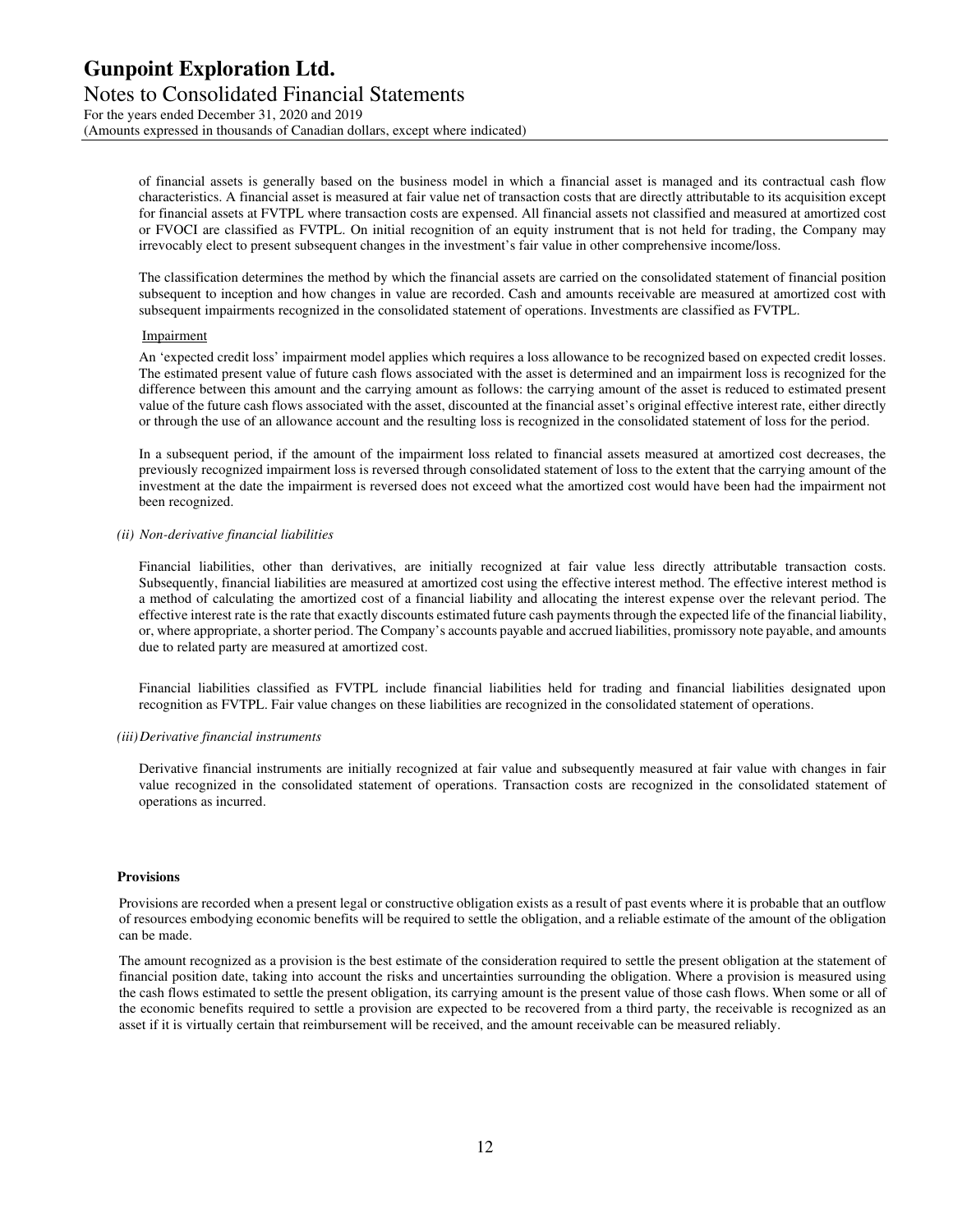of financial assets is generally based on the business model in which a financial asset is managed and its contractual cash flow characteristics. A financial asset is measured at fair value net of transaction costs that are directly attributable to its acquisition except for financial assets at FVTPL where transaction costs are expensed. All financial assets not classified and measured at amortized cost or FVOCI are classified as FVTPL. On initial recognition of an equity instrument that is not held for trading, the Company may irrevocably elect to present subsequent changes in the investment's fair value in other comprehensive income/loss.

The classification determines the method by which the financial assets are carried on the consolidated statement of financial position subsequent to inception and how changes in value are recorded. Cash and amounts receivable are measured at amortized cost with subsequent impairments recognized in the consolidated statement of operations. Investments are classified as FVTPL.

Impairment

An 'expected credit loss' impairment model applies which requires a loss allowance to be recognized based on expected credit losses. The estimated present value of future cash flows associated with the asset is determined and an impairment loss is recognized for the difference between this amount and the carrying amount as follows: the carrying amount of the asset is reduced to estimated present value of the future cash flows associated with the asset, discounted at the financial asset's original effective interest rate, either directly or through the use of an allowance account and the resulting loss is recognized in the consolidated statement of loss for the period.

In a subsequent period, if the amount of the impairment loss related to financial assets measured at amortized cost decreases, the previously recognized impairment loss is reversed through consolidated statement of loss to the extent that the carrying amount of the investment at the date the impairment is reversed does not exceed what the amortized cost would have been had the impairment not been recognized.

*(ii) Non-derivative financial liabilities*

Financial liabilities, other than derivatives, are initially recognized at fair value less directly attributable transaction costs. Subsequently, financial liabilities are measured at amortized cost using the effective interest method. The effective interest method is a method of calculating the amortized cost of a financial liability and allocating the interest expense over the relevant period. The effective interest rate is the rate that exactly discounts estimated future cash payments through the expected life of the financial liability, or, where appropriate, a shorter period. The Company's accounts payable and accrued liabilities, promissory note payable, and amounts due to related party are measured at amortized cost.

Financial liabilities classified as FVTPL include financial liabilities held for trading and financial liabilities designated upon recognition as FVTPL. Fair value changes on these liabilities are recognized in the consolidated statement of operations.

*(iii) Derivative financial instruments*

Derivative financial instruments are initially recognized at fair value and subsequently measured at fair value with changes in fair value recognized in the consolidated statement of operations. Transaction costs are recognized in the consolidated statement of operations as incurred.

**Provisions**

Provisions are recorded when a present legal or constructive obligation exists as a result of past events where it is probable that an outflow of resources embodying economic benefits will be required to settle the obligation, and a reliable estimate of the amount of the obligation can be made.

The amount recognized as a provision is the best estimate of the consideration required to settle the present obligation at the statement of financial position date, taking into account the risks and uncertainties surrounding the obligation. Where a provision is measured using the cash flows estimated to settle the present obligation, its carrying amount is the present value of those cash flows. When some or all of the economic benefits required to settle a provision are expected to be recovered from a third party, the receivable is recognized as an asset if it is virtually certain that reimbursement will be received, and the amount receivable can be measured reliably.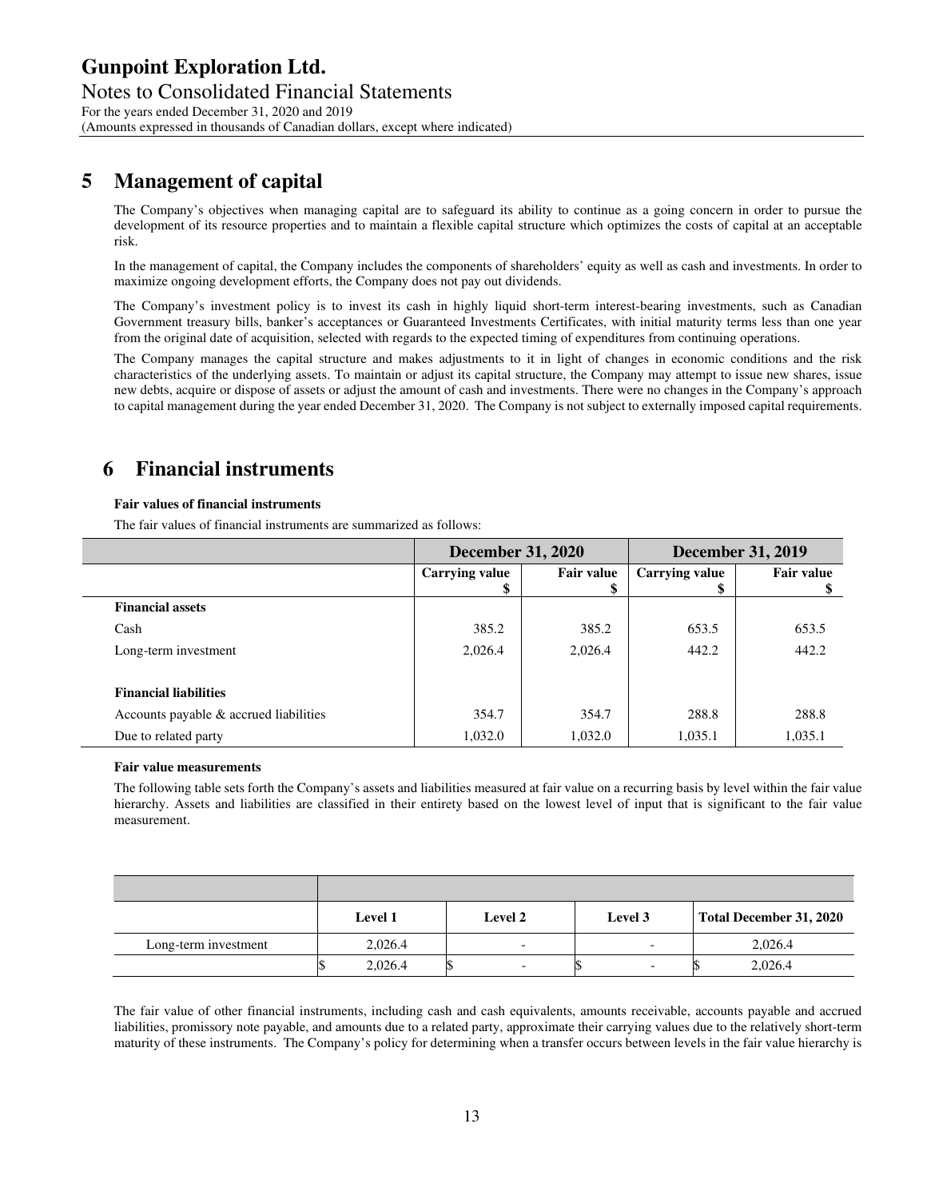# 5 Management of capital

The Company's objectives when managing capital are to safeguard its ability to continue as a going concern in order to pursue the development of its resource properties and to maintain a flexible capital structure which optimizes the costs of capital at an acceptable risk.

In the management of capital, the Company includes the components of shareholders' equity as well as cash and investments. In order to maximize ongoing development efforts, the Company does not pay out dividends.

The Company's investment policy is to invest its cash in highly liquid short-term interest-bearing investments, such as Canadian Government treasury bills, banker's acceptances or Guaranteed Investments Certificates, with initial maturity terms less than one year from the original date of acquisition, selected with regards to the expected timing of expenditures from continuing operations.

The Company manages the capital structure and makes adjustments to it in light of changes in economic conditions and the risk characteristics of the underlying assets. To maintain or adjust its capital structure, the Company may attempt to issue new shares, issue new debts, acquire or dispose of assets or adjust the amount of cash and investments. There were no changes in the Company's approach to capital management during the year ended December 31, 2020. The Company is not subject to externally imposed capital requirements.

# 6 Financial instruments

**Fair values of financial instruments**

The fair values of financial instruments are summarized as follows:

| | December 31, 2020 | | December 31, 2019 | |
|---|---|---|---|---|
| | Carrying value $ | Fair value $ | Carrying value $ | Fair value $ |
| **Financial assets** | | | | |
| Cash | 385.2 | 385.2 | 653.5 | 653.5 |
| Long-term investment | 2,026.4 | 2,026.4 | 442.2 | 442.2 |
| **Financial liabilities** | | | | |
| Accounts payable & accrued liabilities | 354.7 | 354.7 | 288.8 | 288.8 |
| Due to related party | 1,032.0 | 1,032.0 | 1,035.1 | 1,035.1 |

**Fair value measurements**

The following table sets forth the Company's assets and liabilities measured at fair value on a recurring basis by level within the fair value hierarchy. Assets and liabilities are classified in their entirety based on the lowest level of input that is significant to the fair value measurement.

| | Level 1 | Level 2 | Level 3 | Total December 31, 2020 |
|---|---|---|---|---|
| Long-term investment | 2,026.4 | - | - | 2,026.4 |
| | $ 2,026.4 | $ - | $ - | $ 2,026.4 |

The fair value of other financial instruments, including cash and cash equivalents, amounts receivable, accounts payable and accrued liabilities, promissory note payable, and amounts due to a related party, approximate their carrying values due to the relatively short-term maturity of these instruments. The Company's policy for determining when a transfer occurs between levels in the fair value hierarchy is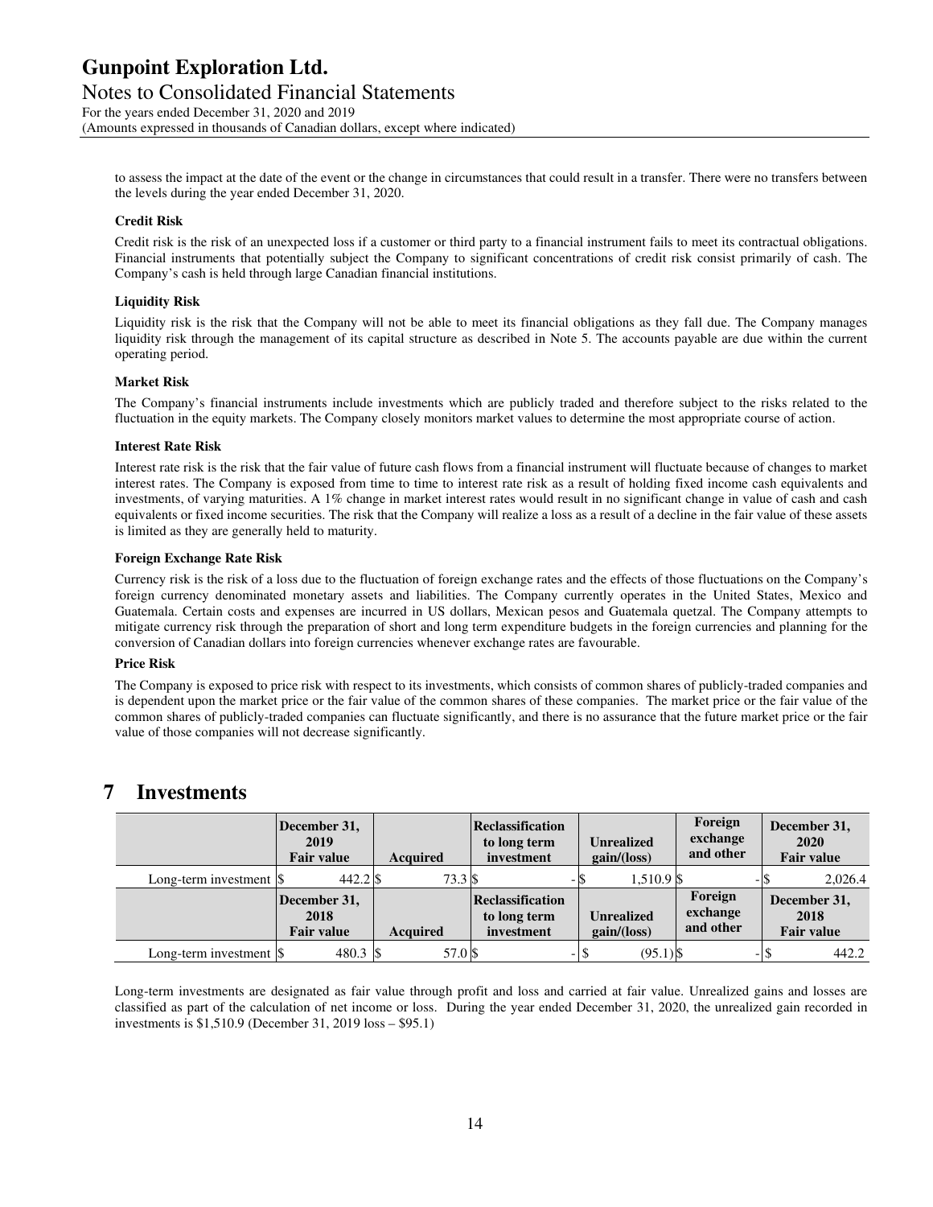to assess the impact at the date of the event or the change in circumstances that could result in a transfer. There were no transfers between the levels during the year ended December 31, 2020.

**Credit Risk**

Credit risk is the risk of an unexpected loss if a customer or third party to a financial instrument fails to meet its contractual obligations. Financial instruments that potentially subject the Company to significant concentrations of credit risk consist primarily of cash. The Company's cash is held through large Canadian financial institutions.

**Liquidity Risk**

Liquidity risk is the risk that the Company will not be able to meet its financial obligations as they fall due. The Company manages liquidity risk through the management of its capital structure as described in Note 5. The accounts payable are due within the current operating period.

**Market Risk**

The Company's financial instruments include investments which are publicly traded and therefore subject to the risks related to the fluctuation in the equity markets. The Company closely monitors market values to determine the most appropriate course of action.

**Interest Rate Risk**

Interest rate risk is the risk that the fair value of future cash flows from a financial instrument will fluctuate because of changes to market interest rates. The Company is exposed from time to time to interest rate risk as a result of holding fixed income cash equivalents and investments, of varying maturities. A 1% change in market interest rates would result in no significant change in value of cash and cash equivalents or fixed income securities. The risk that the Company will realize a loss as a result of a decline in the fair value of these assets is limited as they are generally held to maturity.

**Foreign Exchange Rate Risk**

Currency risk is the risk of a loss due to the fluctuation of foreign exchange rates and the effects of those fluctuations on the Company's foreign currency denominated monetary assets and liabilities. The Company currently operates in the United States, Mexico and Guatemala. Certain costs and expenses are incurred in US dollars, Mexican pesos and Guatemala quetzal. The Company attempts to mitigate currency risk through the preparation of short and long term expenditure budgets in the foreign currencies and planning for the conversion of Canadian dollars into foreign currencies whenever exchange rates are favourable.

**Price Risk**

The Company is exposed to price risk with respect to its investments, which consists of common shares of publicly-traded companies and is dependent upon the market price or the fair value of the common shares of these companies. The market price or the fair value of the common shares of publicly-traded companies can fluctuate significantly, and there is no assurance that the future market price or the fair value of those companies will not decrease significantly.

# 7 Investments

| | December 31, 2019 Fair value | Acquired | Reclassification to long term investment | Unrealized gain/(loss) | Foreign exchange and other | December 31, 2020 Fair value |
|---|---|---|---|---|---|---|
| Long-term investment | $ 442.2 | $ 73.3 | $ - | $ 1,510.9 | $ - | $ 2,026.4 |
| | **December 31, 2018 Fair value** | **Acquired** | **Reclassification to long term investment** | **Unrealized gain/(loss)** | **Foreign exchange and other** | **December 31, 2018 Fair value** |
| Long-term investment | $ 480.3 | $ 57.0 | $ - | $ (95.1) | $ - | $ 442.2 |

Long-term investments are designated as fair value through profit and loss and carried at fair value. Unrealized gains and losses are classified as part of the calculation of net income or loss. During the year ended December 31, 2020, the unrealized gain recorded in investments is $1,510.9 (December 31, 2019 loss – $95.1)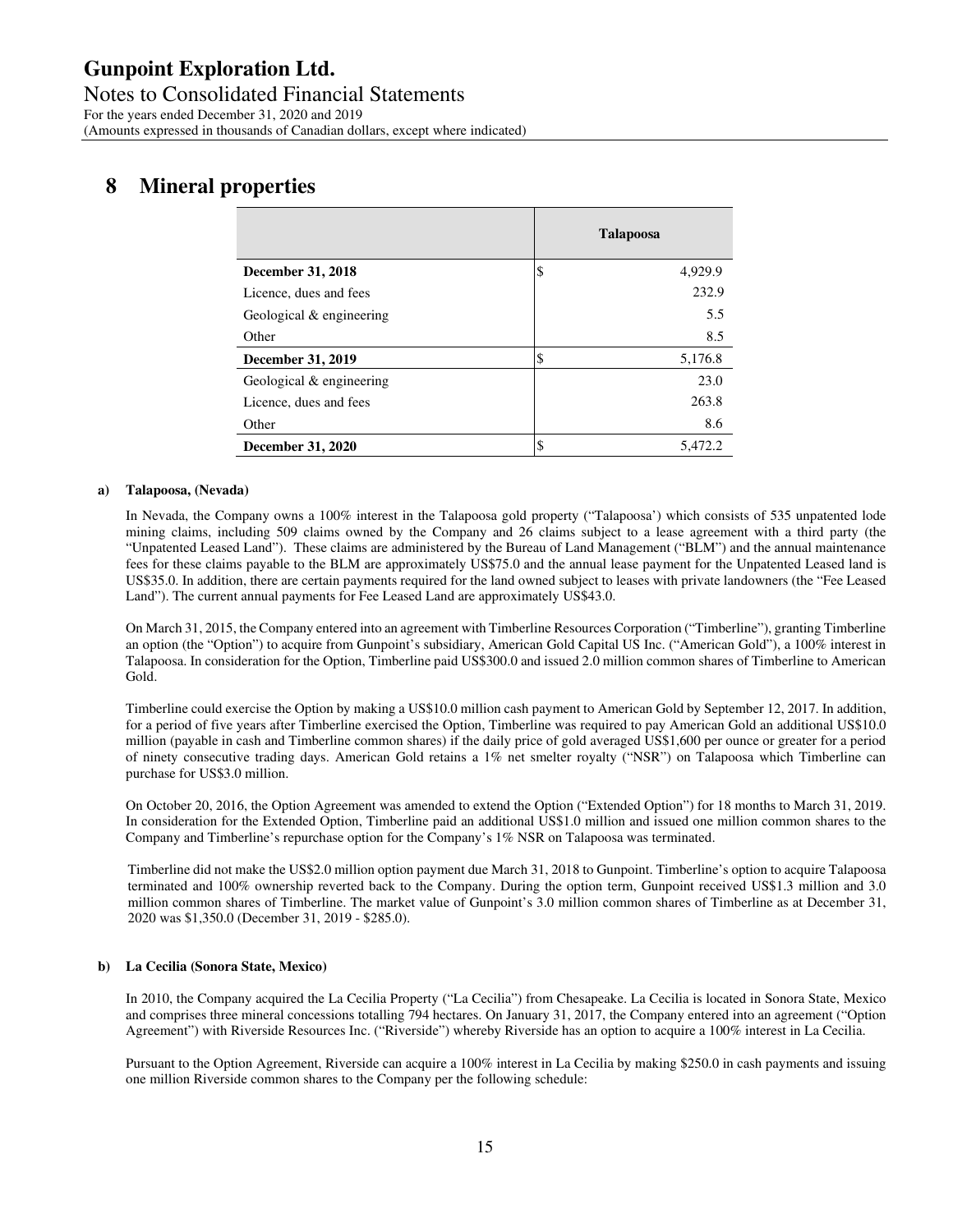# 8 Mineral properties

| | Talapoosa |
|---|---|
| **December 31, 2018** | $ 4,929.9 |
| Licence, dues and fees | 232.9 |
| Geological & engineering | 5.5 |
| Other | 8.5 |
| **December 31, 2019** | $ 5,176.8 |
| Geological & engineering | 23.0 |
| Licence, dues and fees | 263.8 |
| Other | 8.6 |
| **December 31, 2020** | $ 5,472.2 |

**a) Talapoosa, (Nevada)**

In Nevada, the Company owns a 100% interest in the Talapoosa gold property ("Talapoosa') which consists of 535 unpatented lode mining claims, including 509 claims owned by the Company and 26 claims subject to a lease agreement with a third party (the "Unpatented Leased Land"). These claims are administered by the Bureau of Land Management ("BLM") and the annual maintenance fees for these claims payable to the BLM are approximately US$75.0 and the annual lease payment for the Unpatented Leased land is US$35.0. In addition, there are certain payments required for the land owned subject to leases with private landowners (the "Fee Leased Land"). The current annual payments for Fee Leased Land are approximately US$43.0.

On March 31, 2015, the Company entered into an agreement with Timberline Resources Corporation ("Timberline"), granting Timberline an option (the "Option") to acquire from Gunpoint's subsidiary, American Gold Capital US Inc. ("American Gold"), a 100% interest in Talapoosa. In consideration for the Option, Timberline paid US$300.0 and issued 2.0 million common shares of Timberline to American Gold.

Timberline could exercise the Option by making a US$10.0 million cash payment to American Gold by September 12, 2017. In addition, for a period of five years after Timberline exercised the Option, Timberline was required to pay American Gold an additional US$10.0 million (payable in cash and Timberline common shares) if the daily price of gold averaged US$1,600 per ounce or greater for a period of ninety consecutive trading days. American Gold retains a 1% net smelter royalty ("NSR") on Talapoosa which Timberline can purchase for US$3.0 million.

On October 20, 2016, the Option Agreement was amended to extend the Option ("Extended Option") for 18 months to March 31, 2019. In consideration for the Extended Option, Timberline paid an additional US$1.0 million and issued one million common shares to the Company and Timberline's repurchase option for the Company's 1% NSR on Talapoosa was terminated.

Timberline did not make the US$2.0 million option payment due March 31, 2018 to Gunpoint. Timberline's option to acquire Talapoosa terminated and 100% ownership reverted back to the Company. During the option term, Gunpoint received US$1.3 million and 3.0 million common shares of Timberline. The market value of Gunpoint's 3.0 million common shares of Timberline as at December 31, 2020 was $1,350.0 (December 31, 2019 - $285.0).

**b) La Cecilia (Sonora State, Mexico)**

In 2010, the Company acquired the La Cecilia Property ("La Cecilia") from Chesapeake. La Cecilia is located in Sonora State, Mexico and comprises three mineral concessions totalling 794 hectares. On January 31, 2017, the Company entered into an agreement ("Option Agreement") with Riverside Resources Inc. ("Riverside") whereby Riverside has an option to acquire a 100% interest in La Cecilia.

Pursuant to the Option Agreement, Riverside can acquire a 100% interest in La Cecilia by making $250.0 in cash payments and issuing one million Riverside common shares to the Company per the following schedule: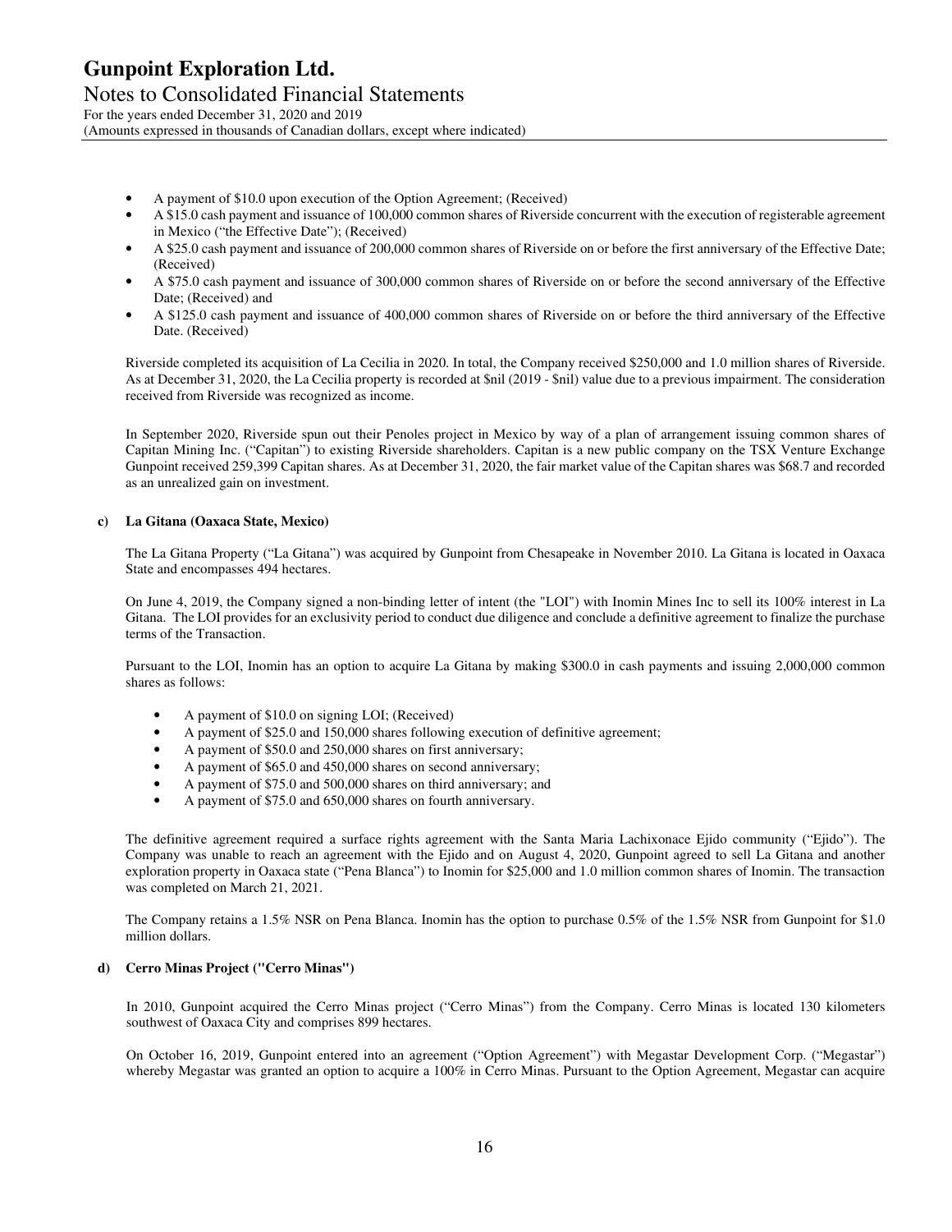- A payment of $10.0 upon execution of the Option Agreement; (Received)
- A $15.0 cash payment and issuance of 100,000 common shares of Riverside concurrent with the execution of registerable agreement in Mexico ("the Effective Date"); (Received)
- A $25.0 cash payment and issuance of 200,000 common shares of Riverside on or before the first anniversary of the Effective Date; (Received)
- A $75.0 cash payment and issuance of 300,000 common shares of Riverside on or before the second anniversary of the Effective Date; (Received) and
- A $125.0 cash payment and issuance of 400,000 common shares of Riverside on or before the third anniversary of the Effective Date. (Received)

Riverside completed its acquisition of La Cecilia in 2020. In total, the Company received $250,000 and 1.0 million shares of Riverside. As at December 31, 2020, the La Cecilia property is recorded at $nil (2019 - $nil) value due to a previous impairment. The consideration received from Riverside was recognized as income.

In September 2020, Riverside spun out their Penoles project in Mexico by way of a plan of arrangement issuing common shares of Capitan Mining Inc. ("Capitan") to existing Riverside shareholders. Capitan is a new public company on the TSX Venture Exchange Gunpoint received 259,399 Capitan shares. As at December 31, 2020, the fair market value of the Capitan shares was $68.7 and recorded as an unrealized gain on investment.

**c) La Gitana (Oaxaca State, Mexico)**

The La Gitana Property ("La Gitana") was acquired by Gunpoint from Chesapeake in November 2010. La Gitana is located in Oaxaca State and encompasses 494 hectares.

On June 4, 2019, the Company signed a non-binding letter of intent (the "LOI") with Inomin Mines Inc to sell its 100% interest in La Gitana. The LOI provides for an exclusivity period to conduct due diligence and conclude a definitive agreement to finalize the purchase terms of the Transaction.

Pursuant to the LOI, Inomin has an option to acquire La Gitana by making $300.0 in cash payments and issuing 2,000,000 common shares as follows:

- A payment of $10.0 on signing LOI; (Received)
- A payment of $25.0 and 150,000 shares following execution of definitive agreement;
- A payment of $50.0 and 250,000 shares on first anniversary;
- A payment of $65.0 and 450,000 shares on second anniversary;
- A payment of $75.0 and 500,000 shares on third anniversary; and
- A payment of $75.0 and 650,000 shares on fourth anniversary.

The definitive agreement required a surface rights agreement with the Santa Maria Lachixonace Ejido community ("Ejido"). The Company was unable to reach an agreement with the Ejido and on August 4, 2020, Gunpoint agreed to sell La Gitana and another exploration property in Oaxaca state ("Pena Blanca") to Inomin for $25,000 and 1.0 million common shares of Inomin. The transaction was completed on March 21, 2021.

The Company retains a 1.5% NSR on Pena Blanca. Inomin has the option to purchase 0.5% of the 1.5% NSR from Gunpoint for $1.0 million dollars.

**d) Cerro Minas Project ("Cerro Minas")**

In 2010, Gunpoint acquired the Cerro Minas project ("Cerro Minas") from the Company. Cerro Minas is located 130 kilometers southwest of Oaxaca City and comprises 899 hectares.

On October 16, 2019, Gunpoint entered into an agreement ("Option Agreement") with Megastar Development Corp. ("Megastar") whereby Megastar was granted an option to acquire a 100% in Cerro Minas. Pursuant to the Option Agreement, Megastar can acquire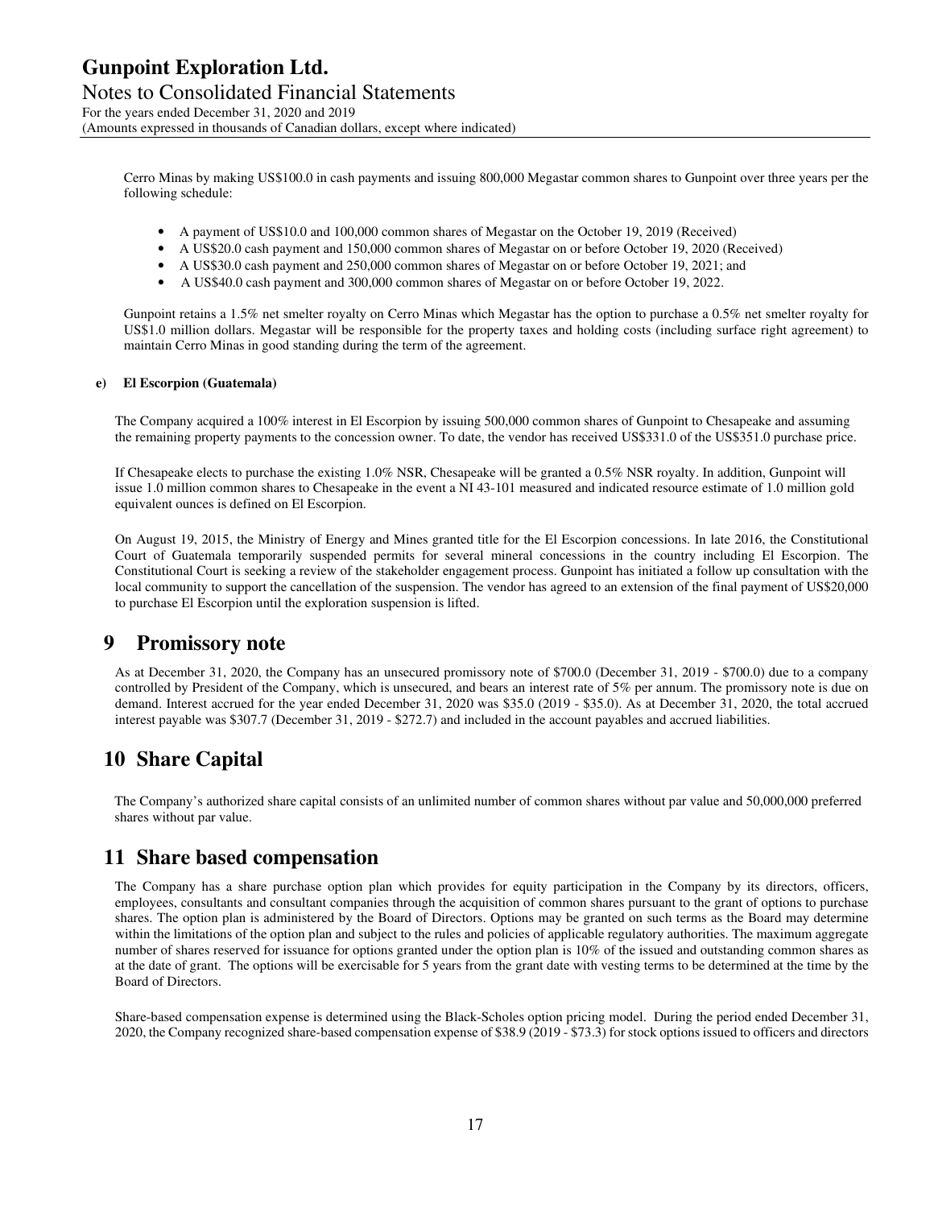Cerro Minas by making US$100.0 in cash payments and issuing 800,000 Megastar common shares to Gunpoint over three years per the following schedule:

- A payment of US$10.0 and 100,000 common shares of Megastar on the October 19, 2019 (Received)
- A US$20.0 cash payment and 150,000 common shares of Megastar on or before October 19, 2020 (Received)
- A US$30.0 cash payment and 250,000 common shares of Megastar on or before October 19, 2021; and
- A US$40.0 cash payment and 300,000 common shares of Megastar on or before October 19, 2022.

Gunpoint retains a 1.5% net smelter royalty on Cerro Minas which Megastar has the option to purchase a 0.5% net smelter royalty for US$1.0 million dollars. Megastar will be responsible for the property taxes and holding costs (including surface right agreement) to maintain Cerro Minas in good standing during the term of the agreement.

**e) El Escorpion (Guatemala)**

The Company acquired a 100% interest in El Escorpion by issuing 500,000 common shares of Gunpoint to Chesapeake and assuming the remaining property payments to the concession owner. To date, the vendor has received US$331.0 of the US$351.0 purchase price.

If Chesapeake elects to purchase the existing 1.0% NSR, Chesapeake will be granted a 0.5% NSR royalty. In addition, Gunpoint will issue 1.0 million common shares to Chesapeake in the event a NI 43-101 measured and indicated resource estimate of 1.0 million gold equivalent ounces is defined on El Escorpion.

On August 19, 2015, the Ministry of Energy and Mines granted title for the El Escorpion concessions. In late 2016, the Constitutional Court of Guatemala temporarily suspended permits for several mineral concessions in the country including El Escorpion. The Constitutional Court is seeking a review of the stakeholder engagement process. Gunpoint has initiated a follow up consultation with the local community to support the cancellation of the suspension. The vendor has agreed to an extension of the final payment of US$20,000 to purchase El Escorpion until the exploration suspension is lifted.

# 9 Promissory note

As at December 31, 2020, the Company has an unsecured promissory note of $700.0 (December 31, 2019 - $700.0) due to a company controlled by President of the Company, which is unsecured, and bears an interest rate of 5% per annum. The promissory note is due on demand. Interest accrued for the year ended December 31, 2020 was $35.0 (2019 - $35.0). As at December 31, 2020, the total accrued interest payable was $307.7 (December 31, 2019 - $272.7) and included in the account payables and accrued liabilities.

# 10 Share Capital

The Company's authorized share capital consists of an unlimited number of common shares without par value and 50,000,000 preferred shares without par value.

# 11 Share based compensation

The Company has a share purchase option plan which provides for equity participation in the Company by its directors, officers, employees, consultants and consultant companies through the acquisition of common shares pursuant to the grant of options to purchase shares. The option plan is administered by the Board of Directors. Options may be granted on such terms as the Board may determine within the limitations of the option plan and subject to the rules and policies of applicable regulatory authorities. The maximum aggregate number of shares reserved for issuance for options granted under the option plan is 10% of the issued and outstanding common shares as at the date of grant. The options will be exercisable for 5 years from the grant date with vesting terms to be determined at the time by the Board of Directors.

Share-based compensation expense is determined using the Black-Scholes option pricing model. During the period ended December 31, 2020, the Company recognized share-based compensation expense of $38.9 (2019 - $73.3) for stock options issued to officers and directors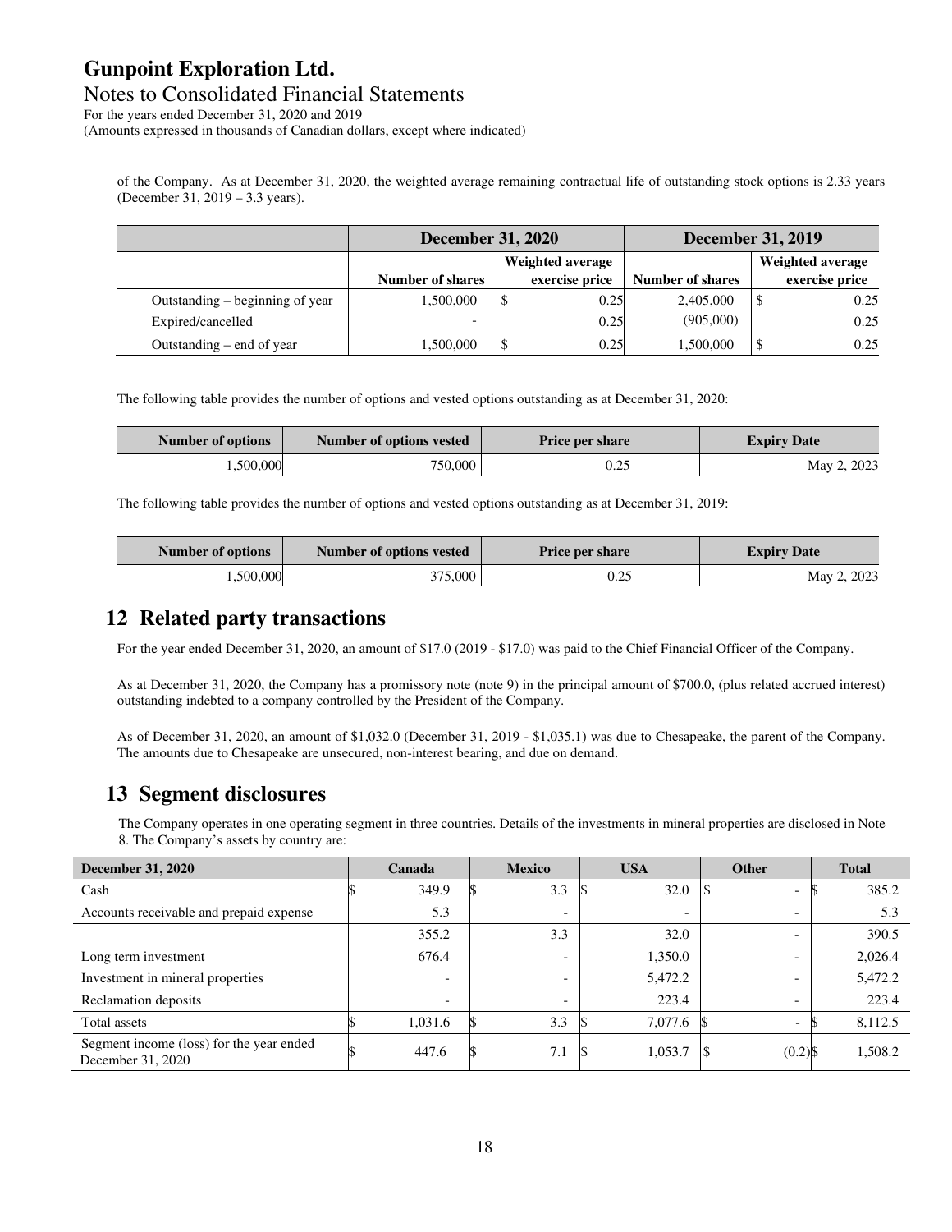of the Company. As at December 31, 2020, the weighted average remaining contractual life of outstanding stock options is 2.33 years (December 31, 2019 – 3.3 years).

| | December 31, 2020 | | December 31, 2019 | |
|---|---|---|---|---|
| | Number of shares | Weighted average exercise price | Number of shares | Weighted average exercise price |
| Outstanding – beginning of year | 1,500,000 | $ 0.25 | 2,405,000 | $ 0.25 |
| Expired/cancelled | - | 0.25 | (905,000) | 0.25 |
| Outstanding – end of year | 1,500,000 | $ 0.25 | 1,500,000 | $ 0.25 |

The following table provides the number of options and vested options outstanding as at December 31, 2020:

| Number of options | Number of options vested | Price per share | Expiry Date |
|---|---|---|---|
| 1,500,000 | 750,000 | 0.25 | May 2, 2023 |

The following table provides the number of options and vested options outstanding as at December 31, 2019:

| Number of options | Number of options vested | Price per share | Expiry Date |
|---|---|---|---|
| 1,500,000 | 375,000 | 0.25 | May 2, 2023 |

## 12 Related party transactions

For the year ended December 31, 2020, an amount of $17.0 (2019 - $17.0) was paid to the Chief Financial Officer of the Company.

As at December 31, 2020, the Company has a promissory note (note 9) in the principal amount of $700.0, (plus related accrued interest) outstanding indebted to a company controlled by the President of the Company.

As of December 31, 2020, an amount of $1,032.0 (December 31, 2019 - $1,035.1) was due to Chesapeake, the parent of the Company. The amounts due to Chesapeake are unsecured, non-interest bearing, and due on demand.

## 13 Segment disclosures

The Company operates in one operating segment in three countries. Details of the investments in mineral properties are disclosed in Note 8. The Company's assets by country are:

| December 31, 2020 | Canada | Mexico | USA | Other | Total |
|---|---|---|---|---|---|
| Cash | $ 349.9 | $ 3.3 | $ 32.0 | $ - | $ 385.2 |
| Accounts receivable and prepaid expense | 5.3 | - | - | - | 5.3 |
| | 355.2 | 3.3 | 32.0 | - | 390.5 |
| Long term investment | 676.4 | - | 1,350.0 | - | 2,026.4 |
| Investment in mineral properties | - | - | 5,472.2 | - | 5,472.2 |
| Reclamation deposits | - | - | 223.4 | - | 223.4 |
| Total assets | $ 1,031.6 | $ 3.3 | $ 7,077.6 | $ - | $ 8,112.5 |
| Segment income (loss) for the year ended December 31, 2020 | $ 447.6 | $ 7.1 | $ 1,053.7 | $ (0.2) | $ 1,508.2 |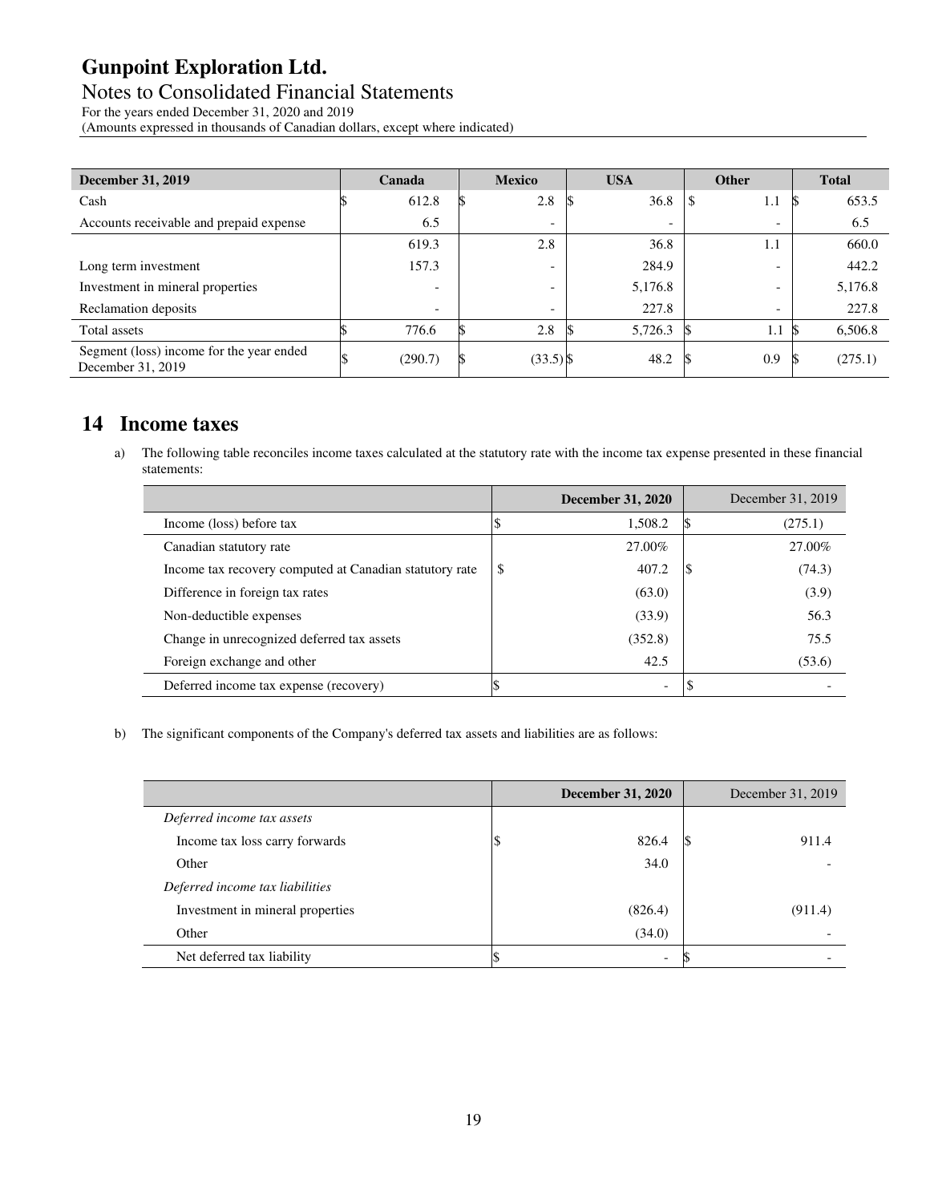| December 31, 2019 | Canada | Mexico | USA | Other | Total |
|---|---|---|---|---|---|
| Cash | $ 612.8 | $ 2.8 | $ 36.8 | $ 1.1 | $ 653.5 |
| Accounts receivable and prepaid expense | 6.5 | - | - | - | 6.5 |
| | 619.3 | 2.8 | 36.8 | 1.1 | 660.0 |
| Long term investment | 157.3 | - | 284.9 | - | 442.2 |
| Investment in mineral properties | - | - | 5,176.8 | - | 5,176.8 |
| Reclamation deposits | - | - | 227.8 | - | 227.8 |
| Total assets | $ 776.6 | $ 2.8 | $ 5,726.3 | $ 1.1 | $ 6,506.8 |
| Segment (loss) income for the year ended December 31, 2019 | $ (290.7) | $ (33.5) | $ 48.2 | $ 0.9 | $ (275.1) |

## 14 Income taxes

a) The following table reconciles income taxes calculated at the statutory rate with the income tax expense presented in these financial statements:

| | December 31, 2020 | December 31, 2019 |
|---|---|---|
| Income (loss) before tax | $ 1,508.2 | $ (275.1) |
| Canadian statutory rate | 27.00% | 27.00% |
| Income tax recovery computed at Canadian statutory rate | $ 407.2 | $ (74.3) |
| Difference in foreign tax rates | (63.0) | (3.9) |
| Non-deductible expenses | (33.9) | 56.3 |
| Change in unrecognized deferred tax assets | (352.8) | 75.5 |
| Foreign exchange and other | 42.5 | (53.6) |
| Deferred income tax expense (recovery) | $ - | $ - |

b) The significant components of the Company's deferred tax assets and liabilities are as follows:

| | December 31, 2020 | December 31, 2019 |
|---|---|---|
| *Deferred income tax assets* | | |
| Income tax loss carry forwards | $ 826.4 | $ 911.4 |
| Other | 34.0 | - |
| *Deferred income tax liabilities* | | |
| Investment in mineral properties | (826.4) | (911.4) |
| Other | (34.0) | - |
| Net deferred tax liability | $ - | $ - |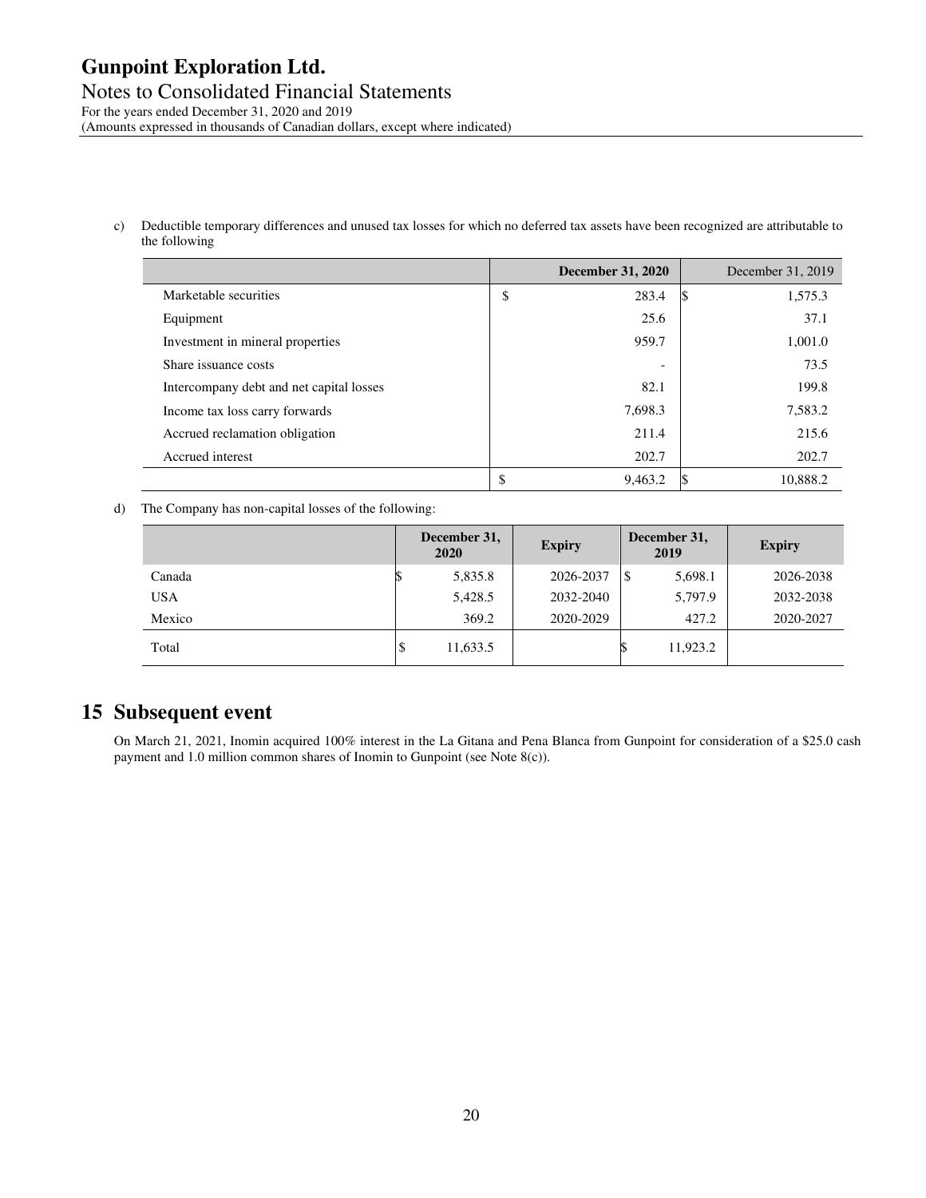c) Deductible temporary differences and unused tax losses for which no deferred tax assets have been recognized are attributable to the following

| | December 31, 2020 | December 31, 2019 |
|---|---|---|
| Marketable securities | $ 283.4 | $ 1,575.3 |
| Equipment | 25.6 | 37.1 |
| Investment in mineral properties | 959.7 | 1,001.0 |
| Share issuance costs | - | 73.5 |
| Intercompany debt and net capital losses | 82.1 | 199.8 |
| Income tax loss carry forwards | 7,698.3 | 7,583.2 |
| Accrued reclamation obligation | 211.4 | 215.6 |
| Accrued interest | 202.7 | 202.7 |
| | $ 9,463.2 | $ 10,888.2 |

d) The Company has non-capital losses of the following:

| | December 31, 2020 | Expiry | December 31, 2019 | Expiry |
|---|---|---|---|---|
| Canada | $ 5,835.8 | 2026-2037 | $ 5,698.1 | 2026-2038 |
| USA | 5,428.5 | 2032-2040 | 5,797.9 | 2032-2038 |
| Mexico | 369.2 | 2020-2029 | 427.2 | 2020-2027 |
| Total | $ 11,633.5 | | $ 11,923.2 | |

# 15 Subsequent event

On March 21, 2021, Inomin acquired 100% interest in the La Gitana and Pena Blanca from Gunpoint for consideration of a $25.0 cash payment and 1.0 million common shares of Inomin to Gunpoint (see Note 8(c)).